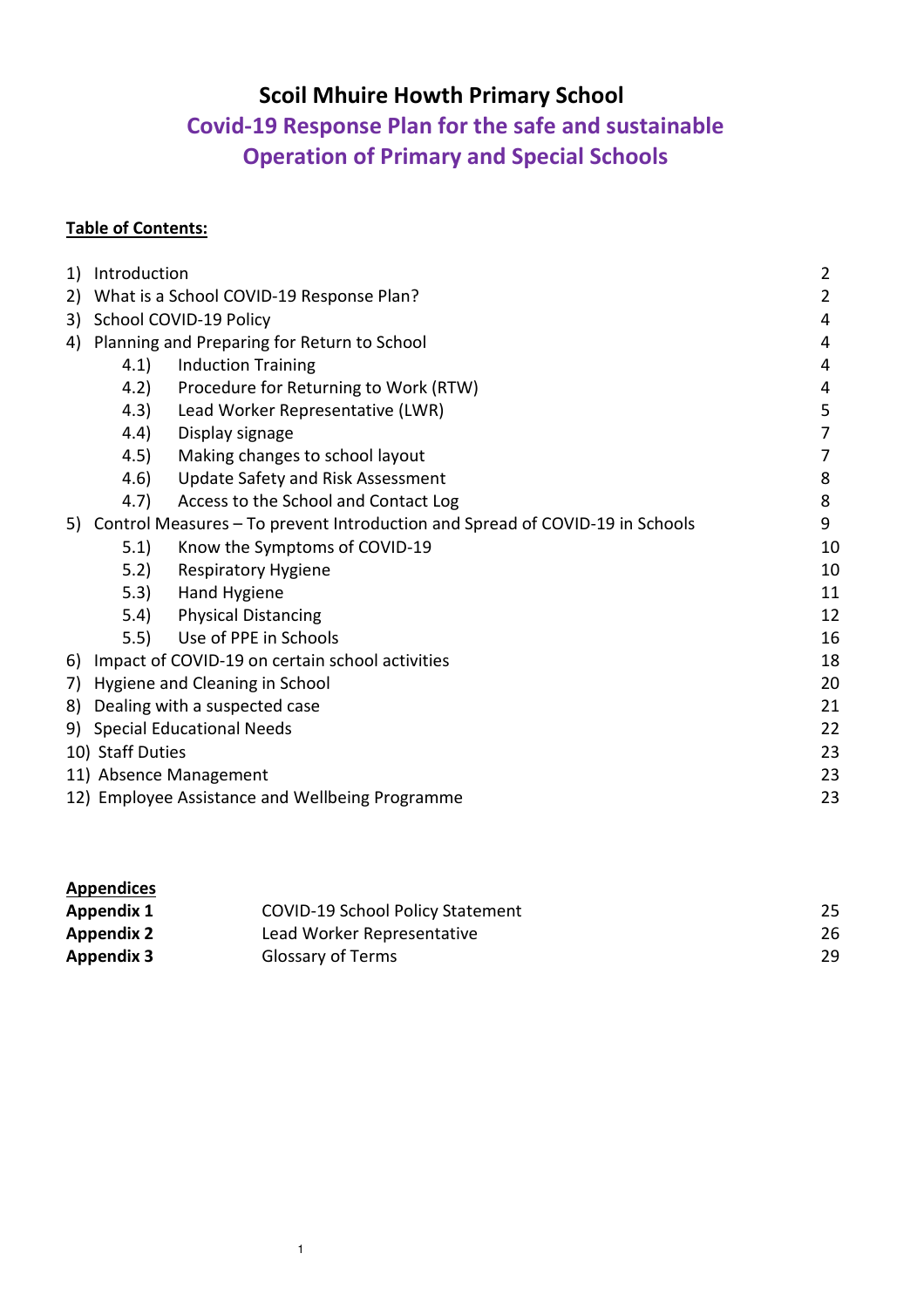# Scoil Mhuire Howth Primary School

## Covid-19 Response Plan for the safe and sustainable Operation of Primary and Special Schools

**Table of Contents:**

| | | |
|---|---|---|
| 1) | Introduction | 2 |
| 2) | What is a School COVID-19 Response Plan? | 2 |
| 3) | School COVID-19 Policy | 4 |
| 4) | Planning and Preparing for Return to School | 4 |
| 4.1) | Induction Training | 4 |
| 4.2) | Procedure for Returning to Work (RTW) | 4 |
| 4.3) | Lead Worker Representative (LWR) | 5 |
| 4.4) | Display signage | 7 |
| 4.5) | Making changes to school layout | 7 |
| 4.6) | Update Safety and Risk Assessment | 8 |
| 4.7) | Access to the School and Contact Log | 8 |
| 5) | Control Measures – To prevent Introduction and Spread of COVID-19 in Schools | 9 |
| 5.1) | Know the Symptoms of COVID-19 | 10 |
| 5.2) | Respiratory Hygiene | 10 |
| 5.3) | Hand Hygiene | 11 |
| 5.4) | Physical Distancing | 12 |
| 5.5) | Use of PPE in Schools | 16 |
| 6) | Impact of COVID-19 on certain school activities | 18 |
| 7) | Hygiene and Cleaning in School | 20 |
| 8) | Dealing with a suspected case | 21 |
| 9) | Special Educational Needs | 22 |
| 10) | Staff Duties | 23 |
| 11) | Absence Management | 23 |
| 12) | Employee Assistance and Wellbeing Programme | 23 |

**Appendices**

| | | |
|---|---|---|
| **Appendix 1** | COVID-19 School Policy Statement | 25 |
| **Appendix 2** | Lead Worker Representative | 26 |
| **Appendix 3** | Glossary of Terms | 29 |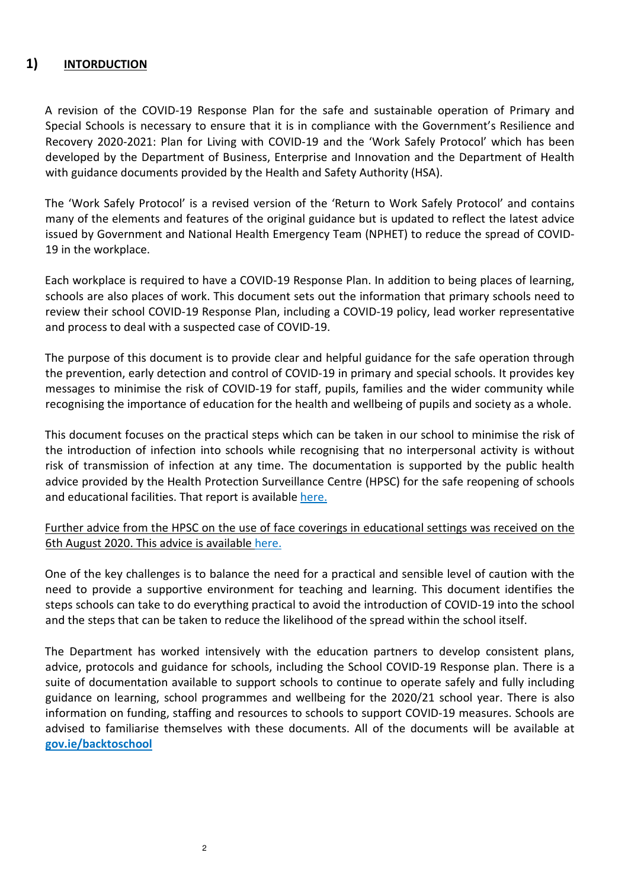## 1) INTORDUCTION

A revision of the COVID-19 Response Plan for the safe and sustainable operation of Primary and Special Schools is necessary to ensure that it is in compliance with the Government's Resilience and Recovery 2020-2021: Plan for Living with COVID-19 and the 'Work Safely Protocol' which has been developed by the Department of Business, Enterprise and Innovation and the Department of Health with guidance documents provided by the Health and Safety Authority (HSA).

The 'Work Safely Protocol' is a revised version of the 'Return to Work Safely Protocol' and contains many of the elements and features of the original guidance but is updated to reflect the latest advice issued by Government and National Health Emergency Team (NPHET) to reduce the spread of COVID-19 in the workplace.

Each workplace is required to have a COVID-19 Response Plan. In addition to being places of learning, schools are also places of work. This document sets out the information that primary schools need to review their school COVID-19 Response Plan, including a COVID-19 policy, lead worker representative and process to deal with a suspected case of COVID-19.

The purpose of this document is to provide clear and helpful guidance for the safe operation through the prevention, early detection and control of COVID-19 in primary and special schools. It provides key messages to minimise the risk of COVID-19 for staff, pupils, families and the wider community while recognising the importance of education for the health and wellbeing of pupils and society as a whole.

This document focuses on the practical steps which can be taken in our school to minimise the risk of the introduction of infection into schools while recognising that no interpersonal activity is without risk of transmission of infection at any time. The documentation is supported by the public health advice provided by the Health Protection Surveillance Centre (HPSC) for the safe reopening of schools and educational facilities. That report is available here.

Further advice from the HPSC on the use of face coverings in educational settings was received on the 6th August 2020. This advice is available here.

One of the key challenges is to balance the need for a practical and sensible level of caution with the need to provide a supportive environment for teaching and learning. This document identifies the steps schools can take to do everything practical to avoid the introduction of COVID-19 into the school and the steps that can be taken to reduce the likelihood of the spread within the school itself.

The Department has worked intensively with the education partners to develop consistent plans, advice, protocols and guidance for schools, including the School COVID-19 Response plan. There is a suite of documentation available to support schools to continue to operate safely and fully including guidance on learning, school programmes and wellbeing for the 2020/21 school year. There is also information on funding, staffing and resources to schools to support COVID-19 measures. Schools are advised to familiarise themselves with these documents. All of the documents will be available at **gov.ie/backtoschool**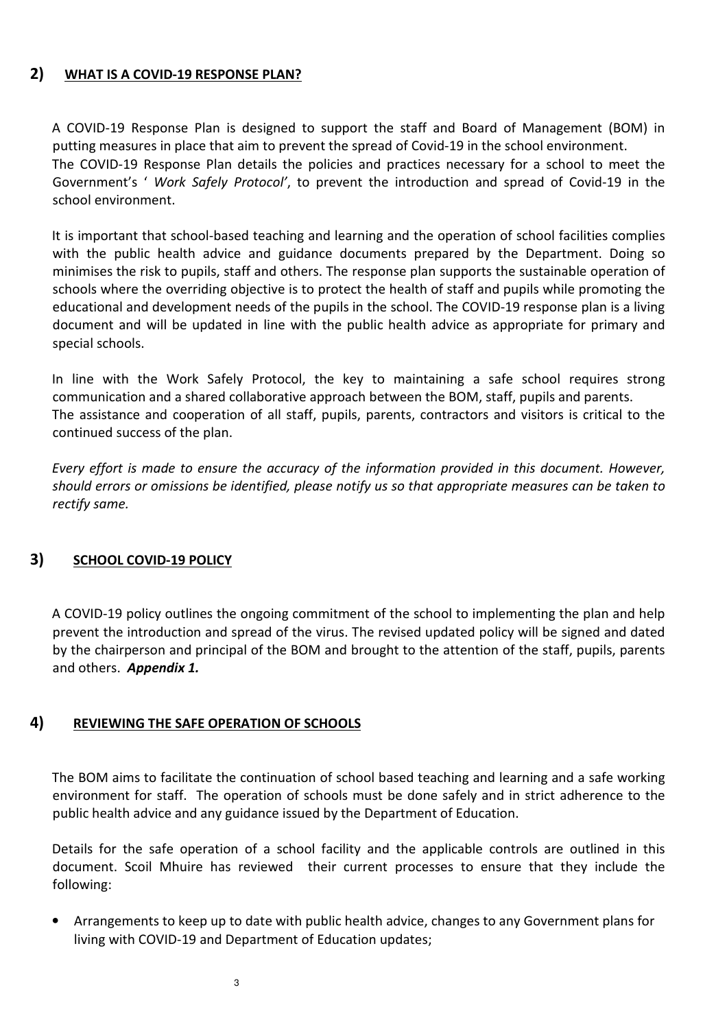## 2) WHAT IS A COVID-19 RESPONSE PLAN?

A COVID-19 Response Plan is designed to support the staff and Board of Management (BOM) in putting measures in place that aim to prevent the spread of Covid-19 in the school environment. The COVID-19 Response Plan details the policies and practices necessary for a school to meet the Government's ' *Work Safely Protocol'*, to prevent the introduction and spread of Covid-19 in the school environment.

It is important that school-based teaching and learning and the operation of school facilities complies with the public health advice and guidance documents prepared by the Department. Doing so minimises the risk to pupils, staff and others. The response plan supports the sustainable operation of schools where the overriding objective is to protect the health of staff and pupils while promoting the educational and development needs of the pupils in the school. The COVID-19 response plan is a living document and will be updated in line with the public health advice as appropriate for primary and special schools.

In line with the Work Safely Protocol, the key to maintaining a safe school requires strong communication and a shared collaborative approach between the BOM, staff, pupils and parents. The assistance and cooperation of all staff, pupils, parents, contractors and visitors is critical to the continued success of the plan.

*Every effort is made to ensure the accuracy of the information provided in this document. However, should errors or omissions be identified, please notify us so that appropriate measures can be taken to rectify same.*

## 3) SCHOOL COVID-19 POLICY

A COVID-19 policy outlines the ongoing commitment of the school to implementing the plan and help prevent the introduction and spread of the virus. The revised updated policy will be signed and dated by the chairperson and principal of the BOM and brought to the attention of the staff, pupils, parents and others. ***Appendix 1.***

## 4) REVIEWING THE SAFE OPERATION OF SCHOOLS

The BOM aims to facilitate the continuation of school based teaching and learning and a safe working environment for staff. The operation of schools must be done safely and in strict adherence to the public health advice and any guidance issued by the Department of Education.

Details for the safe operation of a school facility and the applicable controls are outlined in this document. Scoil Mhuire has reviewed their current processes to ensure that they include the following:

- Arrangements to keep up to date with public health advice, changes to any Government plans for living with COVID-19 and Department of Education updates;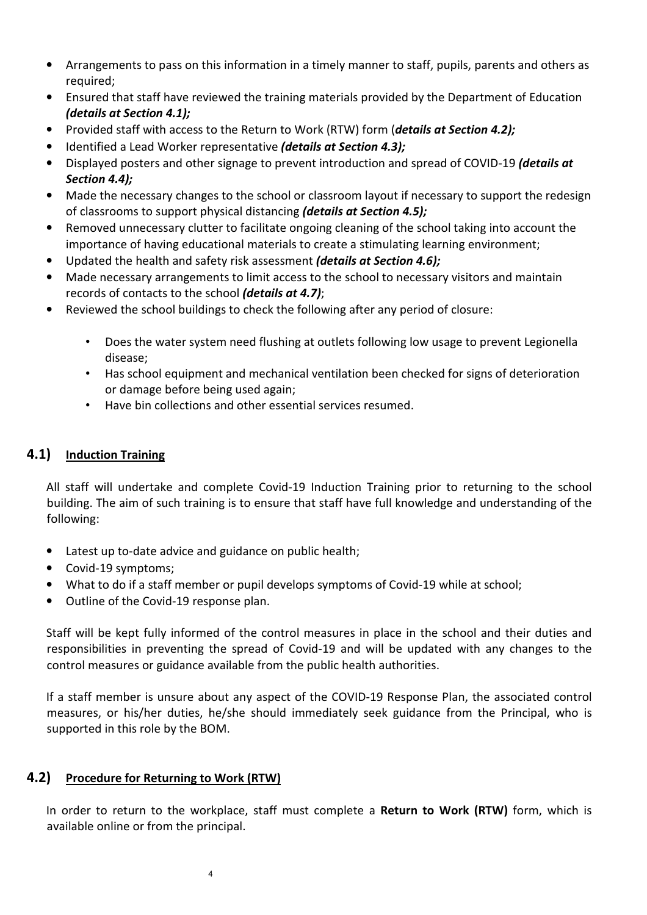- Arrangements to pass on this information in a timely manner to staff, pupils, parents and others as required;
- Ensured that staff have reviewed the training materials provided by the Department of Education ***(details at Section 4.1);***
- Provided staff with access to the Return to Work (RTW) form (***details at Section 4.2);***
- Identified a Lead Worker representative ***(details at Section 4.3);***
- Displayed posters and other signage to prevent introduction and spread of COVID-19 ***(details at Section 4.4);***
- Made the necessary changes to the school or classroom layout if necessary to support the redesign of classrooms to support physical distancing ***(details at Section 4.5);***
- Removed unnecessary clutter to facilitate ongoing cleaning of the school taking into account the importance of having educational materials to create a stimulating learning environment;
- Updated the health and safety risk assessment ***(details at Section 4.6);***
- Made necessary arrangements to limit access to the school to necessary visitors and maintain records of contacts to the school ***(details at 4.7)***;
- Reviewed the school buildings to check the following after any period of closure:
  - Does the water system need flushing at outlets following low usage to prevent Legionella disease;
  - Has school equipment and mechanical ventilation been checked for signs of deterioration or damage before being used again;
  - Have bin collections and other essential services resumed.

## 4.1) Induction Training

All staff will undertake and complete Covid-19 Induction Training prior to returning to the school building. The aim of such training is to ensure that staff have full knowledge and understanding of the following:

- Latest up to-date advice and guidance on public health;
- Covid-19 symptoms;
- What to do if a staff member or pupil develops symptoms of Covid-19 while at school;
- Outline of the Covid-19 response plan.

Staff will be kept fully informed of the control measures in place in the school and their duties and responsibilities in preventing the spread of Covid-19 and will be updated with any changes to the control measures or guidance available from the public health authorities.

If a staff member is unsure about any aspect of the COVID-19 Response Plan, the associated control measures, or his/her duties, he/she should immediately seek guidance from the Principal, who is supported in this role by the BOM.

## 4.2) Procedure for Returning to Work (RTW)

In order to return to the workplace, staff must complete a **Return to Work (RTW)** form, which is available online or from the principal.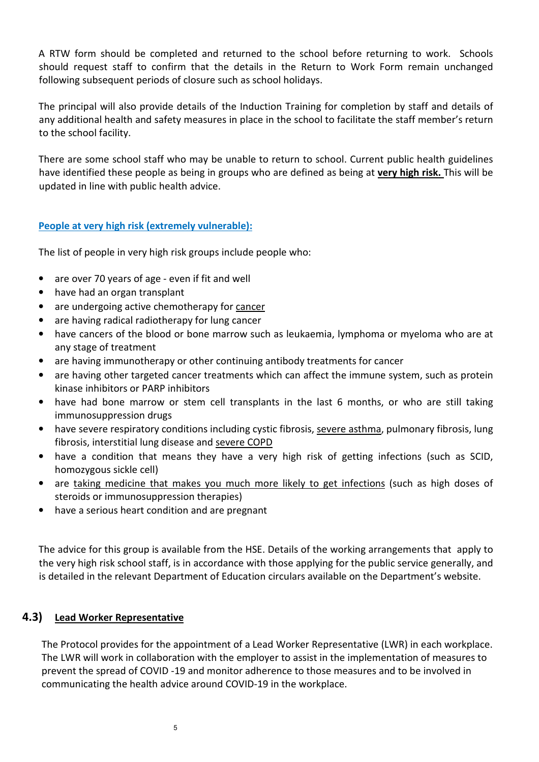A RTW form should be completed and returned to the school before returning to work. Schools should request staff to confirm that the details in the Return to Work Form remain unchanged following subsequent periods of closure such as school holidays.

The principal will also provide details of the Induction Training for completion by staff and details of any additional health and safety measures in place in the school to facilitate the staff member's return to the school facility.

There are some school staff who may be unable to return to school. Current public health guidelines have identified these people as being in groups who are defined as being at **very high risk.** This will be updated in line with public health advice.

**People at very high risk (extremely vulnerable):**

The list of people in very high risk groups include people who:

- are over 70 years of age - even if fit and well
- have had an organ transplant
- are undergoing active chemotherapy for cancer
- are having radical radiotherapy for lung cancer
- have cancers of the blood or bone marrow such as leukaemia, lymphoma or myeloma who are at any stage of treatment
- are having immunotherapy or other continuing antibody treatments for cancer
- are having other targeted cancer treatments which can affect the immune system, such as protein kinase inhibitors or PARP inhibitors
- have had bone marrow or stem cell transplants in the last 6 months, or who are still taking immunosuppression drugs
- have severe respiratory conditions including cystic fibrosis, severe asthma, pulmonary fibrosis, lung fibrosis, interstitial lung disease and severe COPD
- have a condition that means they have a very high risk of getting infections (such as SCID, homozygous sickle cell)
- are taking medicine that makes you much more likely to get infections (such as high doses of steroids or immunosuppression therapies)
- have a serious heart condition and are pregnant

The advice for this group is available from the HSE. Details of the working arrangements that apply to the very high risk school staff, is in accordance with those applying for the public service generally, and is detailed in the relevant Department of Education circulars available on the Department's website.

## 4.3) Lead Worker Representative

The Protocol provides for the appointment of a Lead Worker Representative (LWR) in each workplace. The LWR will work in collaboration with the employer to assist in the implementation of measures to prevent the spread of COVID -19 and monitor adherence to those measures and to be involved in communicating the health advice around COVID-19 in the workplace.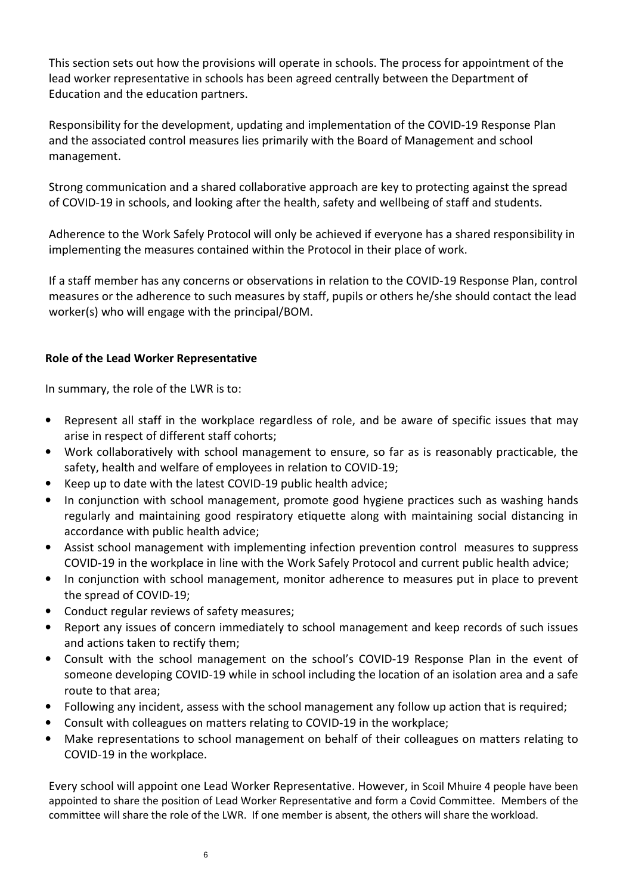This section sets out how the provisions will operate in schools. The process for appointment of the lead worker representative in schools has been agreed centrally between the Department of Education and the education partners.

Responsibility for the development, updating and implementation of the COVID-19 Response Plan and the associated control measures lies primarily with the Board of Management and school management.

Strong communication and a shared collaborative approach are key to protecting against the spread of COVID-19 in schools, and looking after the health, safety and wellbeing of staff and students.

Adherence to the Work Safely Protocol will only be achieved if everyone has a shared responsibility in implementing the measures contained within the Protocol in their place of work.

If a staff member has any concerns or observations in relation to the COVID-19 Response Plan, control measures or the adherence to such measures by staff, pupils or others he/she should contact the lead worker(s) who will engage with the principal/BOM.

**Role of the Lead Worker Representative**

In summary, the role of the LWR is to:

- Represent all staff in the workplace regardless of role, and be aware of specific issues that may arise in respect of different staff cohorts;
- Work collaboratively with school management to ensure, so far as is reasonably practicable, the safety, health and welfare of employees in relation to COVID-19;
- Keep up to date with the latest COVID-19 public health advice;
- In conjunction with school management, promote good hygiene practices such as washing hands regularly and maintaining good respiratory etiquette along with maintaining social distancing in accordance with public health advice;
- Assist school management with implementing infection prevention control measures to suppress COVID-19 in the workplace in line with the Work Safely Protocol and current public health advice;
- In conjunction with school management, monitor adherence to measures put in place to prevent the spread of COVID-19;
- Conduct regular reviews of safety measures;
- Report any issues of concern immediately to school management and keep records of such issues and actions taken to rectify them;
- Consult with the school management on the school's COVID-19 Response Plan in the event of someone developing COVID-19 while in school including the location of an isolation area and a safe route to that area;
- Following any incident, assess with the school management any follow up action that is required;
- Consult with colleagues on matters relating to COVID-19 in the workplace;
- Make representations to school management on behalf of their colleagues on matters relating to COVID-19 in the workplace.

Every school will appoint one Lead Worker Representative. However, in Scoil Mhuire 4 people have been appointed to share the position of Lead Worker Representative and form a Covid Committee. Members of the committee will share the role of the LWR. If one member is absent, the others will share the workload.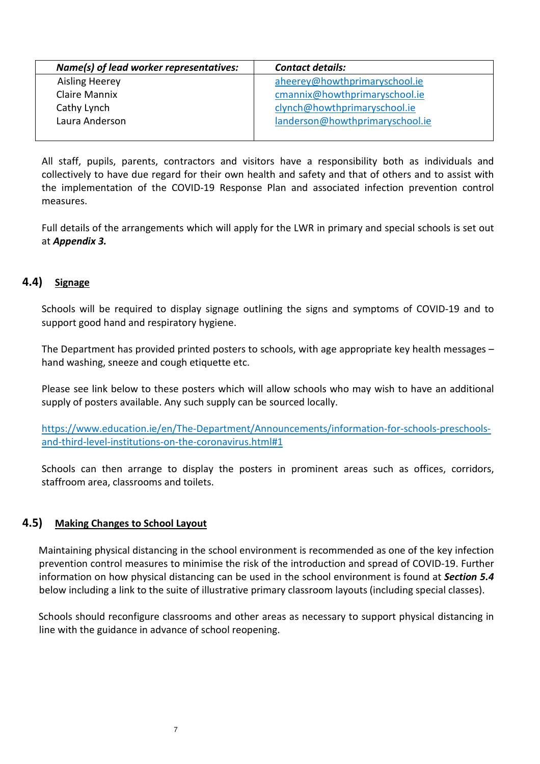| ***Name(s) of lead worker representatives:*** | ***Contact details:*** |
|---|---|
| Aisling Heerey | aheerey@howthprimaryschool.ie |
| Claire Mannix | cmannix@howthprimaryschool.ie |
| Cathy Lynch | clynch@howthprimaryschool.ie |
| Laura Anderson | landerson@howthprimaryschool.ie |

All staff, pupils, parents, contractors and visitors have a responsibility both as individuals and collectively to have due regard for their own health and safety and that of others and to assist with the implementation of the COVID-19 Response Plan and associated infection prevention control measures.

Full details of the arrangements which will apply for the LWR in primary and special schools is set out at ***Appendix 3.***

## 4.4) Signage

Schools will be required to display signage outlining the signs and symptoms of COVID-19 and to support good hand and respiratory hygiene.

The Department has provided printed posters to schools, with age appropriate key health messages – hand washing, sneeze and cough etiquette etc.

Please see link below to these posters which will allow schools who may wish to have an additional supply of posters available. Any such supply can be sourced locally.

https://www.education.ie/en/The-Department/Announcements/information-for-schools-preschools-and-third-level-institutions-on-the-coronavirus.html#1

Schools can then arrange to display the posters in prominent areas such as offices, corridors, staffroom area, classrooms and toilets.

## 4.5) Making Changes to School Layout

Maintaining physical distancing in the school environment is recommended as one of the key infection prevention control measures to minimise the risk of the introduction and spread of COVID-19. Further information on how physical distancing can be used in the school environment is found at ***Section 5.4*** below including a link to the suite of illustrative primary classroom layouts (including special classes).

Schools should reconfigure classrooms and other areas as necessary to support physical distancing in line with the guidance in advance of school reopening.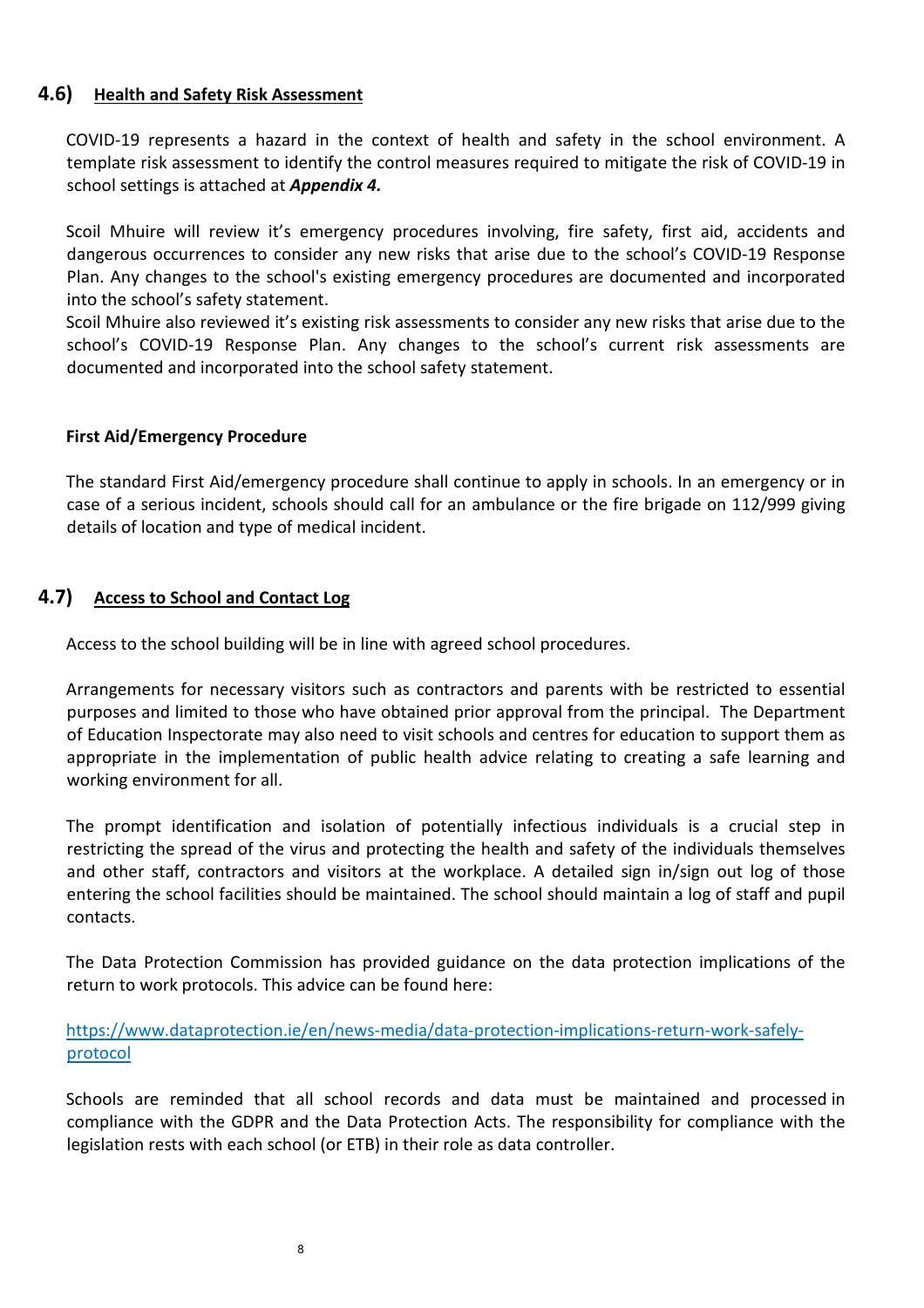## 4.6) Health and Safety Risk Assessment

COVID-19 represents a hazard in the context of health and safety in the school environment. A template risk assessment to identify the control measures required to mitigate the risk of COVID-19 in school settings is attached at ***Appendix 4.***

Scoil Mhuire will review it's emergency procedures involving, fire safety, first aid, accidents and dangerous occurrences to consider any new risks that arise due to the school's COVID-19 Response Plan. Any changes to the school's existing emergency procedures are documented and incorporated into the school's safety statement.
Scoil Mhuire also reviewed it's existing risk assessments to consider any new risks that arise due to the school's COVID-19 Response Plan. Any changes to the school's current risk assessments are documented and incorporated into the school safety statement.

**First Aid/Emergency Procedure**

The standard First Aid/emergency procedure shall continue to apply in schools. In an emergency or in case of a serious incident, schools should call for an ambulance or the fire brigade on 112/999 giving details of location and type of medical incident.

## 4.7) Access to School and Contact Log

Access to the school building will be in line with agreed school procedures.

Arrangements for necessary visitors such as contractors and parents with be restricted to essential purposes and limited to those who have obtained prior approval from the principal. The Department of Education Inspectorate may also need to visit schools and centres for education to support them as appropriate in the implementation of public health advice relating to creating a safe learning and working environment for all.

The prompt identification and isolation of potentially infectious individuals is a crucial step in restricting the spread of the virus and protecting the health and safety of the individuals themselves and other staff, contractors and visitors at the workplace. A detailed sign in/sign out log of those entering the school facilities should be maintained. The school should maintain a log of staff and pupil contacts.

The Data Protection Commission has provided guidance on the data protection implications of the return to work protocols. This advice can be found here:

[https://www.dataprotection.ie/en/news-media/data-protection-implications-return-work-safely-protocol](https://www.dataprotection.ie/en/news-media/data-protection-implications-return-work-safely-protocol)

Schools are reminded that all school records and data must be maintained and processed in compliance with the GDPR and the Data Protection Acts. The responsibility for compliance with the legislation rests with each school (or ETB) in their role as data controller.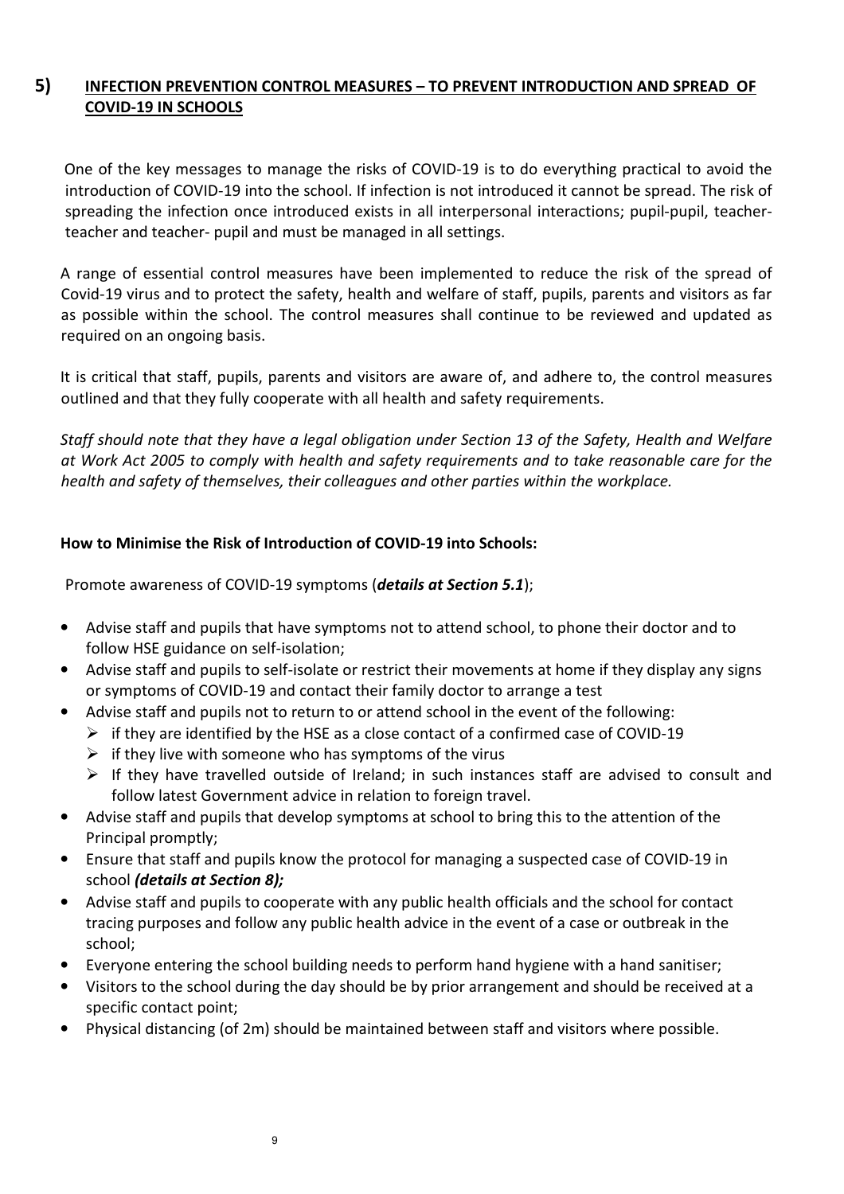## 5) INFECTION PREVENTION CONTROL MEASURES – TO PREVENT INTRODUCTION AND SPREAD OF COVID-19 IN SCHOOLS

One of the key messages to manage the risks of COVID-19 is to do everything practical to avoid the introduction of COVID-19 into the school. If infection is not introduced it cannot be spread. The risk of spreading the infection once introduced exists in all interpersonal interactions; pupil-pupil, teacher-teacher and teacher- pupil and must be managed in all settings.

A range of essential control measures have been implemented to reduce the risk of the spread of Covid-19 virus and to protect the safety, health and welfare of staff, pupils, parents and visitors as far as possible within the school. The control measures shall continue to be reviewed and updated as required on an ongoing basis.

It is critical that staff, pupils, parents and visitors are aware of, and adhere to, the control measures outlined and that they fully cooperate with all health and safety requirements.

*Staff should note that they have a legal obligation under Section 13 of the Safety, Health and Welfare at Work Act 2005 to comply with health and safety requirements and to take reasonable care for the health and safety of themselves, their colleagues and other parties within the workplace.*

**How to Minimise the Risk of Introduction of COVID-19 into Schools:**

Promote awareness of COVID-19 symptoms (***details at Section 5.1***);

- Advise staff and pupils that have symptoms not to attend school, to phone their doctor and to follow HSE guidance on self-isolation;
- Advise staff and pupils to self-isolate or restrict their movements at home if they display any signs or symptoms of COVID-19 and contact their family doctor to arrange a test
- Advise staff and pupils not to return to or attend school in the event of the following:
  - if they are identified by the HSE as a close contact of a confirmed case of COVID-19
  - if they live with someone who has symptoms of the virus
  - If they have travelled outside of Ireland; in such instances staff are advised to consult and follow latest Government advice in relation to foreign travel.
- Advise staff and pupils that develop symptoms at school to bring this to the attention of the Principal promptly;
- Ensure that staff and pupils know the protocol for managing a suspected case of COVID-19 in school ***(details at Section 8);***
- Advise staff and pupils to cooperate with any public health officials and the school for contact tracing purposes and follow any public health advice in the event of a case or outbreak in the school;
- Everyone entering the school building needs to perform hand hygiene with a hand sanitiser;
- Visitors to the school during the day should be by prior arrangement and should be received at a specific contact point;
- Physical distancing (of 2m) should be maintained between staff and visitors where possible.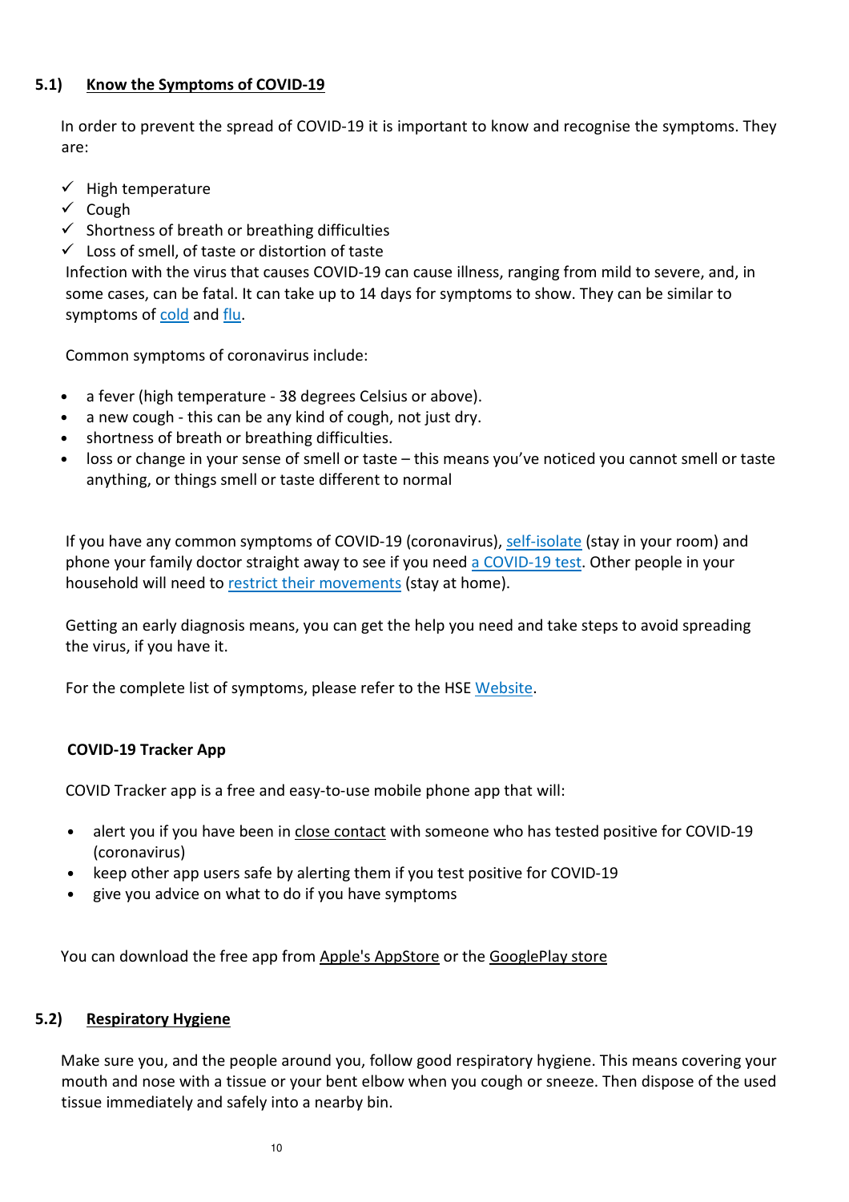## 5.1) **Know the Symptoms of COVID-19**

In order to prevent the spread of COVID-19 it is important to know and recognise the symptoms. They are:

- ✓ High temperature
- ✓ Cough
- ✓ Shortness of breath or breathing difficulties
- ✓ Loss of smell, of taste or distortion of taste

Infection with the virus that causes COVID-19 can cause illness, ranging from mild to severe, and, in some cases, can be fatal. It can take up to 14 days for symptoms to show. They can be similar to symptoms of cold and flu.

Common symptoms of coronavirus include:

- a fever (high temperature - 38 degrees Celsius or above).
- a new cough - this can be any kind of cough, not just dry.
- shortness of breath or breathing difficulties.
- loss or change in your sense of smell or taste – this means you've noticed you cannot smell or taste anything, or things smell or taste different to normal

If you have any common symptoms of COVID-19 (coronavirus), self-isolate (stay in your room) and phone your family doctor straight away to see if you need a COVID-19 test. Other people in your household will need to restrict their movements (stay at home).

Getting an early diagnosis means, you can get the help you need and take steps to avoid spreading the virus, if you have it.

For the complete list of symptoms, please refer to the HSE Website.

**COVID-19 Tracker App**

COVID Tracker app is a free and easy-to-use mobile phone app that will:

- alert you if you have been in close contact with someone who has tested positive for COVID-19 (coronavirus)
- keep other app users safe by alerting them if you test positive for COVID-19
- give you advice on what to do if you have symptoms

You can download the free app from Apple's AppStore or the GooglePlay store

## 5.2) **Respiratory Hygiene**

Make sure you, and the people around you, follow good respiratory hygiene. This means covering your mouth and nose with a tissue or your bent elbow when you cough or sneeze. Then dispose of the used tissue immediately and safely into a nearby bin.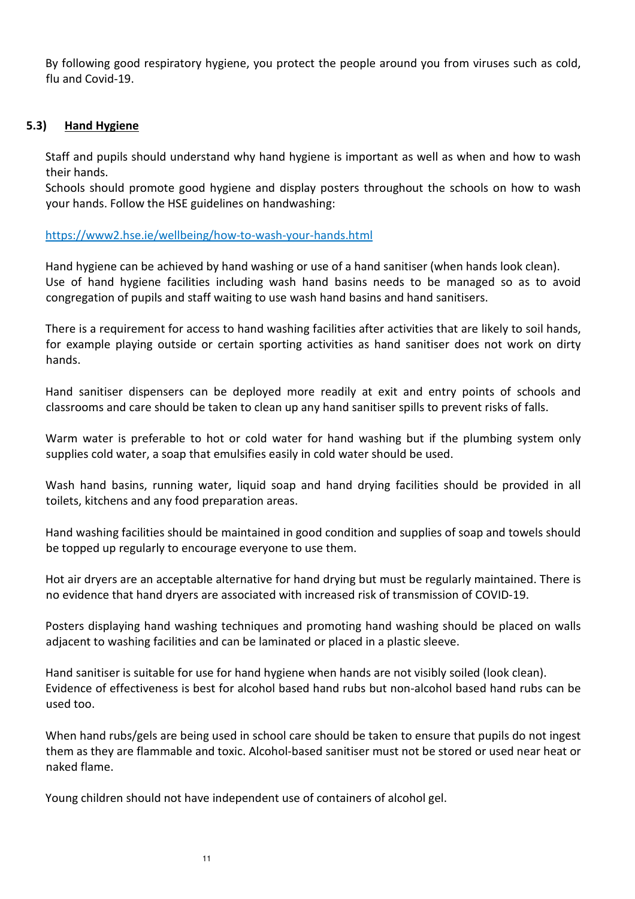By following good respiratory hygiene, you protect the people around you from viruses such as cold, flu and Covid-19.

## 5.3) Hand Hygiene

Staff and pupils should understand why hand hygiene is important as well as when and how to wash their hands.
Schools should promote good hygiene and display posters throughout the schools on how to wash your hands. Follow the HSE guidelines on handwashing:

https://www2.hse.ie/wellbeing/how-to-wash-your-hands.html

Hand hygiene can be achieved by hand washing or use of a hand sanitiser (when hands look clean).
Use of hand hygiene facilities including wash hand basins needs to be managed so as to avoid congregation of pupils and staff waiting to use wash hand basins and hand sanitisers.

There is a requirement for access to hand washing facilities after activities that are likely to soil hands, for example playing outside or certain sporting activities as hand sanitiser does not work on dirty hands.

Hand sanitiser dispensers can be deployed more readily at exit and entry points of schools and classrooms and care should be taken to clean up any hand sanitiser spills to prevent risks of falls.

Warm water is preferable to hot or cold water for hand washing but if the plumbing system only supplies cold water, a soap that emulsifies easily in cold water should be used.

Wash hand basins, running water, liquid soap and hand drying facilities should be provided in all toilets, kitchens and any food preparation areas.

Hand washing facilities should be maintained in good condition and supplies of soap and towels should be topped up regularly to encourage everyone to use them.

Hot air dryers are an acceptable alternative for hand drying but must be regularly maintained. There is no evidence that hand dryers are associated with increased risk of transmission of COVID-19.

Posters displaying hand washing techniques and promoting hand washing should be placed on walls adjacent to washing facilities and can be laminated or placed in a plastic sleeve.

Hand sanitiser is suitable for use for hand hygiene when hands are not visibly soiled (look clean).
Evidence of effectiveness is best for alcohol based hand rubs but non-alcohol based hand rubs can be used too.

When hand rubs/gels are being used in school care should be taken to ensure that pupils do not ingest them as they are flammable and toxic. Alcohol-based sanitiser must not be stored or used near heat or naked flame.

Young children should not have independent use of containers of alcohol gel.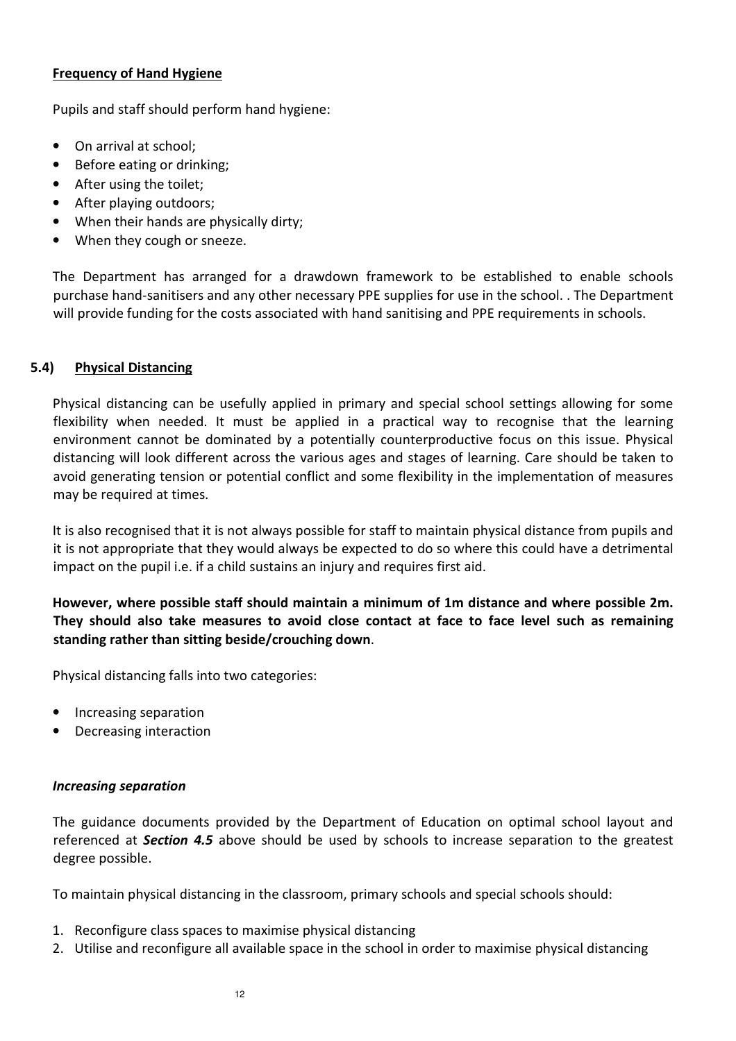**Frequency of Hand Hygiene**

Pupils and staff should perform hand hygiene:

- On arrival at school;
- Before eating or drinking;
- After using the toilet;
- After playing outdoors;
- When their hands are physically dirty;
- When they cough or sneeze.

The Department has arranged for a drawdown framework to be established to enable schools purchase hand-sanitisers and any other necessary PPE supplies for use in the school. . The Department will provide funding for the costs associated with hand sanitising and PPE requirements in schools.

## 5.4) Physical Distancing

Physical distancing can be usefully applied in primary and special school settings allowing for some flexibility when needed. It must be applied in a practical way to recognise that the learning environment cannot be dominated by a potentially counterproductive focus on this issue. Physical distancing will look different across the various ages and stages of learning. Care should be taken to avoid generating tension or potential conflict and some flexibility in the implementation of measures may be required at times.

It is also recognised that it is not always possible for staff to maintain physical distance from pupils and it is not appropriate that they would always be expected to do so where this could have a detrimental impact on the pupil i.e. if a child sustains an injury and requires first aid.

**However, where possible staff should maintain a minimum of 1m distance and where possible 2m. They should also take measures to avoid close contact at face to face level such as remaining standing rather than sitting beside/crouching down**.

Physical distancing falls into two categories:

- Increasing separation
- Decreasing interaction

***Increasing separation***

The guidance documents provided by the Department of Education on optimal school layout and referenced at ***Section 4.5*** above should be used by schools to increase separation to the greatest degree possible.

To maintain physical distancing in the classroom, primary schools and special schools should:

1. Reconfigure class spaces to maximise physical distancing
2. Utilise and reconfigure all available space in the school in order to maximise physical distancing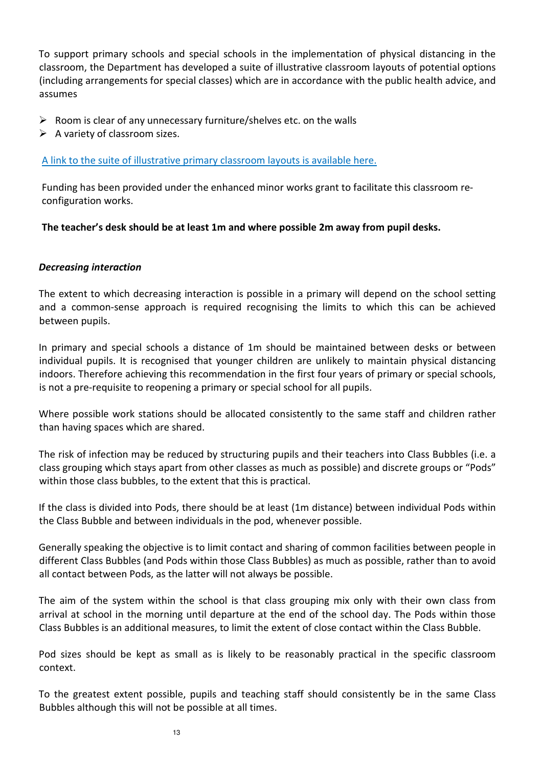To support primary schools and special schools in the implementation of physical distancing in the classroom, the Department has developed a suite of illustrative classroom layouts of potential options (including arrangements for special classes) which are in accordance with the public health advice, and assumes

- Room is clear of any unnecessary furniture/shelves etc. on the walls
- A variety of classroom sizes.

A link to the suite of illustrative primary classroom layouts is available here.

Funding has been provided under the enhanced minor works grant to facilitate this classroom re-configuration works.

**The teacher's desk should be at least 1m and where possible 2m away from pupil desks.**

***Decreasing interaction***

The extent to which decreasing interaction is possible in a primary will depend on the school setting and a common-sense approach is required recognising the limits to which this can be achieved between pupils.

In primary and special schools a distance of 1m should be maintained between desks or between individual pupils. It is recognised that younger children are unlikely to maintain physical distancing indoors. Therefore achieving this recommendation in the first four years of primary or special schools, is not a pre-requisite to reopening a primary or special school for all pupils.

Where possible work stations should be allocated consistently to the same staff and children rather than having spaces which are shared.

The risk of infection may be reduced by structuring pupils and their teachers into Class Bubbles (i.e. a class grouping which stays apart from other classes as much as possible) and discrete groups or "Pods" within those class bubbles, to the extent that this is practical.

If the class is divided into Pods, there should be at least (1m distance) between individual Pods within the Class Bubble and between individuals in the pod, whenever possible.

Generally speaking the objective is to limit contact and sharing of common facilities between people in different Class Bubbles (and Pods within those Class Bubbles) as much as possible, rather than to avoid all contact between Pods, as the latter will not always be possible.

The aim of the system within the school is that class grouping mix only with their own class from arrival at school in the morning until departure at the end of the school day. The Pods within those Class Bubbles is an additional measures, to limit the extent of close contact within the Class Bubble.

Pod sizes should be kept as small as is likely to be reasonably practical in the specific classroom context.

To the greatest extent possible, pupils and teaching staff should consistently be in the same Class Bubbles although this will not be possible at all times.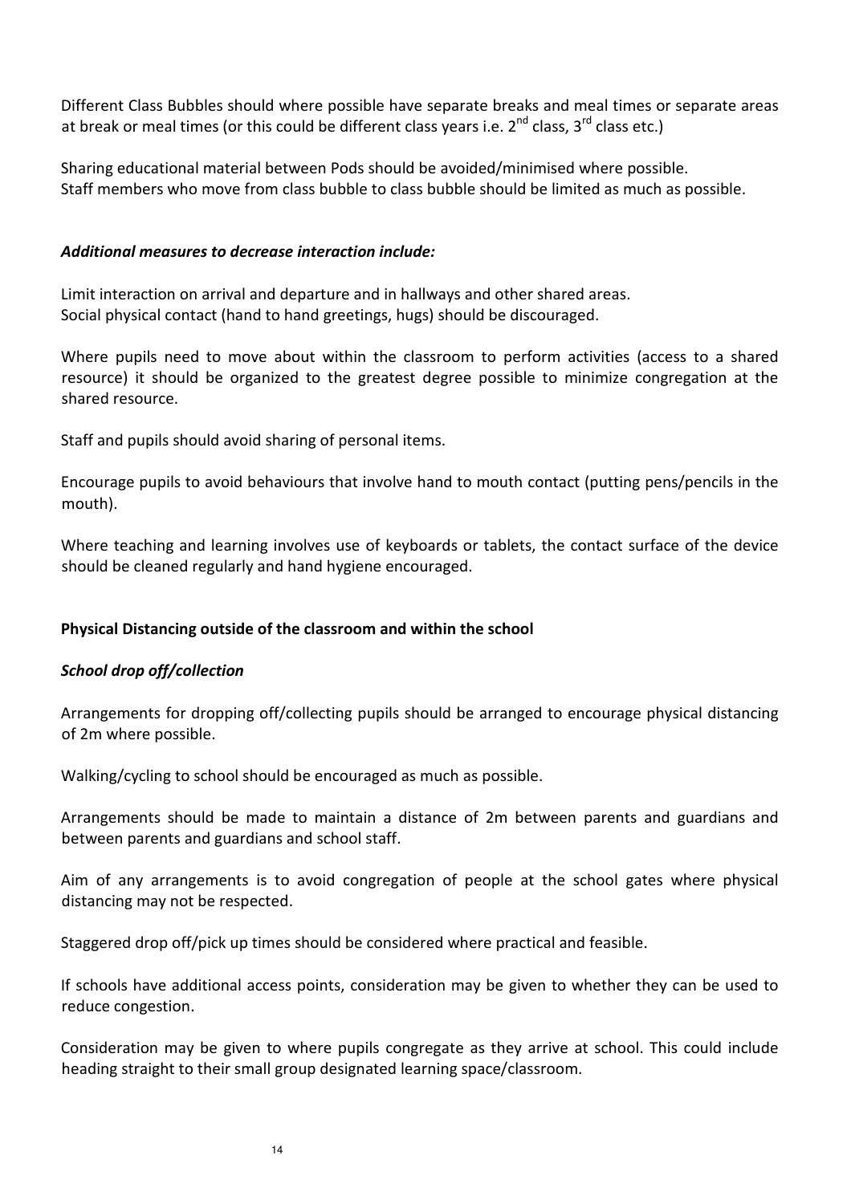Different Class Bubbles should where possible have separate breaks and meal times or separate areas at break or meal times (or this could be different class years i.e. 2nd class, 3rd class etc.)

Sharing educational material between Pods should be avoided/minimised where possible.
Staff members who move from class bubble to class bubble should be limited as much as possible.

***Additional measures to decrease interaction include:***

Limit interaction on arrival and departure and in hallways and other shared areas.
Social physical contact (hand to hand greetings, hugs) should be discouraged.

Where pupils need to move about within the classroom to perform activities (access to a shared resource) it should be organized to the greatest degree possible to minimize congregation at the shared resource.

Staff and pupils should avoid sharing of personal items.

Encourage pupils to avoid behaviours that involve hand to mouth contact (putting pens/pencils in the mouth).

Where teaching and learning involves use of keyboards or tablets, the contact surface of the device should be cleaned regularly and hand hygiene encouraged.

**Physical Distancing outside of the classroom and within the school**

***School drop off/collection***

Arrangements for dropping off/collecting pupils should be arranged to encourage physical distancing of 2m where possible.

Walking/cycling to school should be encouraged as much as possible.

Arrangements should be made to maintain a distance of 2m between parents and guardians and between parents and guardians and school staff.

Aim of any arrangements is to avoid congregation of people at the school gates where physical distancing may not be respected.

Staggered drop off/pick up times should be considered where practical and feasible.

If schools have additional access points, consideration may be given to whether they can be used to reduce congestion.

Consideration may be given to where pupils congregate as they arrive at school. This could include heading straight to their small group designated learning space/classroom.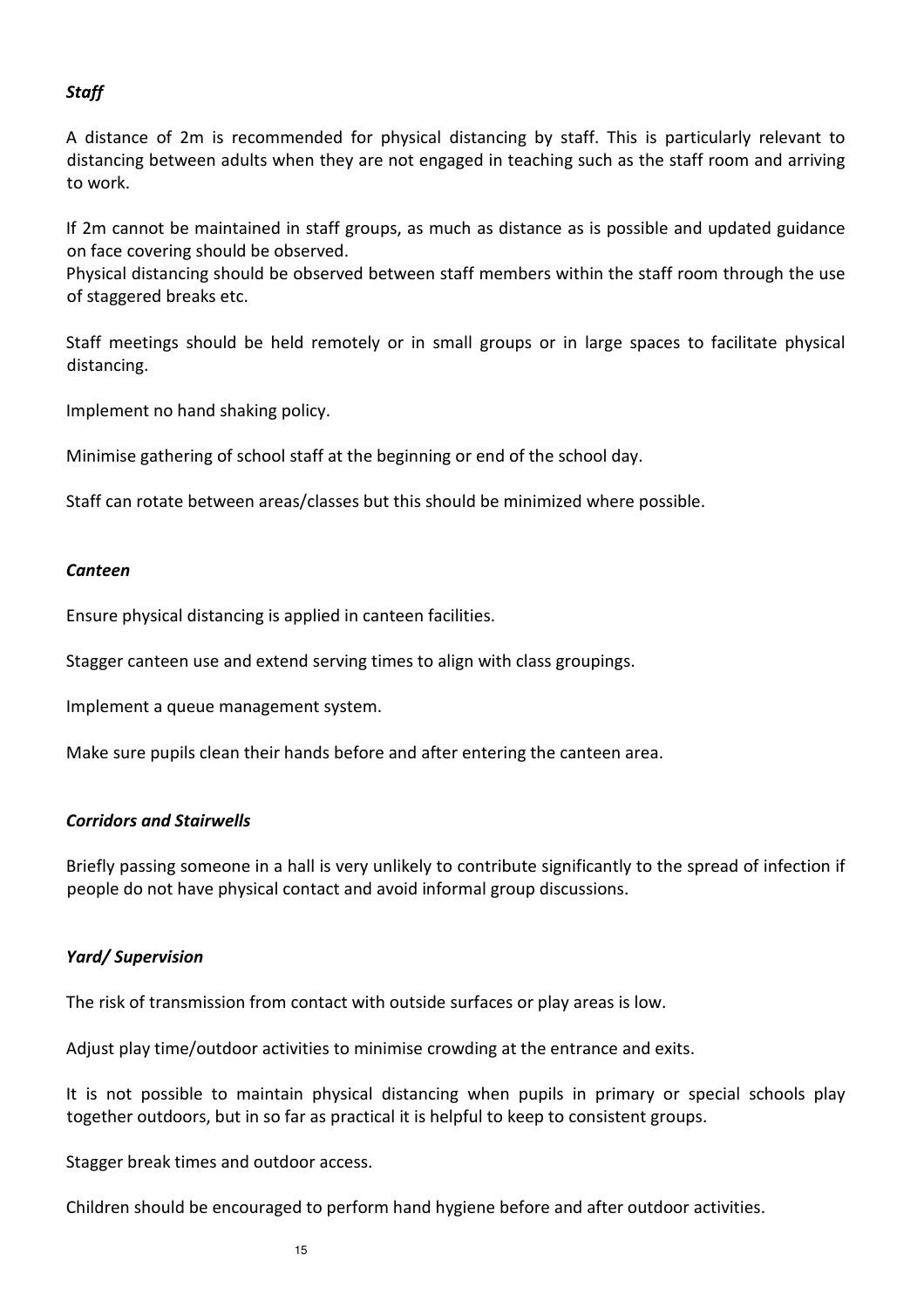*Staff*

A distance of 2m is recommended for physical distancing by staff. This is particularly relevant to distancing between adults when they are not engaged in teaching such as the staff room and arriving to work.

If 2m cannot be maintained in staff groups, as much as distance as is possible and updated guidance on face covering should be observed.
Physical distancing should be observed between staff members within the staff room through the use of staggered breaks etc.

Staff meetings should be held remotely or in small groups or in large spaces to facilitate physical distancing.

Implement no hand shaking policy.

Minimise gathering of school staff at the beginning or end of the school day.

Staff can rotate between areas/classes but this should be minimized where possible.

*Canteen*

Ensure physical distancing is applied in canteen facilities.

Stagger canteen use and extend serving times to align with class groupings.

Implement a queue management system.

Make sure pupils clean their hands before and after entering the canteen area.

*Corridors and Stairwells*

Briefly passing someone in a hall is very unlikely to contribute significantly to the spread of infection if people do not have physical contact and avoid informal group discussions.

*Yard/ Supervision*

The risk of transmission from contact with outside surfaces or play areas is low.

Adjust play time/outdoor activities to minimise crowding at the entrance and exits.

It is not possible to maintain physical distancing when pupils in primary or special schools play together outdoors, but in so far as practical it is helpful to keep to consistent groups.

Stagger break times and outdoor access.

Children should be encouraged to perform hand hygiene before and after outdoor activities.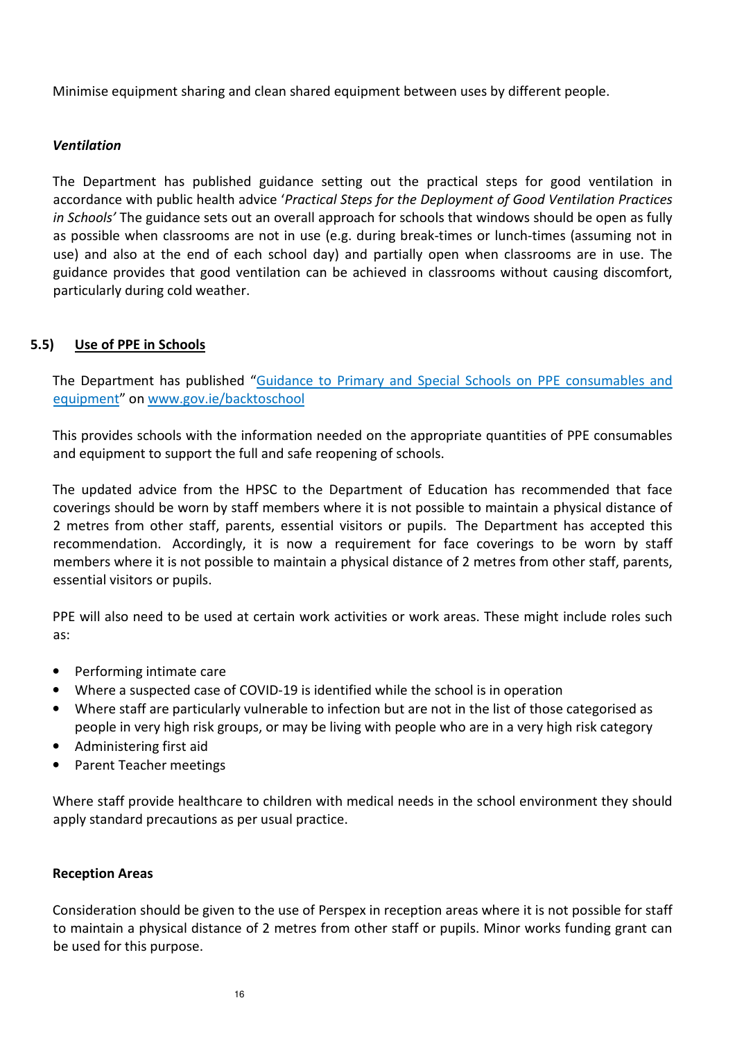Minimise equipment sharing and clean shared equipment between uses by different people.

***Ventilation***

The Department has published guidance setting out the practical steps for good ventilation in accordance with public health advice '*Practical Steps for the Deployment of Good Ventilation Practices in Schools'* The guidance sets out an overall approach for schools that windows should be open as fully as possible when classrooms are not in use (e.g. during break-times or lunch-times (assuming not in use) and also at the end of each school day) and partially open when classrooms are in use. The guidance provides that good ventilation can be achieved in classrooms without causing discomfort, particularly during cold weather.

## 5.5) Use of PPE in Schools

The Department has published "[Guidance to Primary and Special Schools on PPE consumables and equipment](#)" on [www.gov.ie/backtoschool](http://www.gov.ie/backtoschool)

This provides schools with the information needed on the appropriate quantities of PPE consumables and equipment to support the full and safe reopening of schools.

The updated advice from the HPSC to the Department of Education has recommended that face coverings should be worn by staff members where it is not possible to maintain a physical distance of 2 metres from other staff, parents, essential visitors or pupils. The Department has accepted this recommendation. Accordingly, it is now a requirement for face coverings to be worn by staff members where it is not possible to maintain a physical distance of 2 metres from other staff, parents, essential visitors or pupils.

PPE will also need to be used at certain work activities or work areas. These might include roles such as:

- Performing intimate care
- Where a suspected case of COVID-19 is identified while the school is in operation
- Where staff are particularly vulnerable to infection but are not in the list of those categorised as people in very high risk groups, or may be living with people who are in a very high risk category
- Administering first aid
- Parent Teacher meetings

Where staff provide healthcare to children with medical needs in the school environment they should apply standard precautions as per usual practice.

**Reception Areas**

Consideration should be given to the use of Perspex in reception areas where it is not possible for staff to maintain a physical distance of 2 metres from other staff or pupils. Minor works funding grant can be used for this purpose.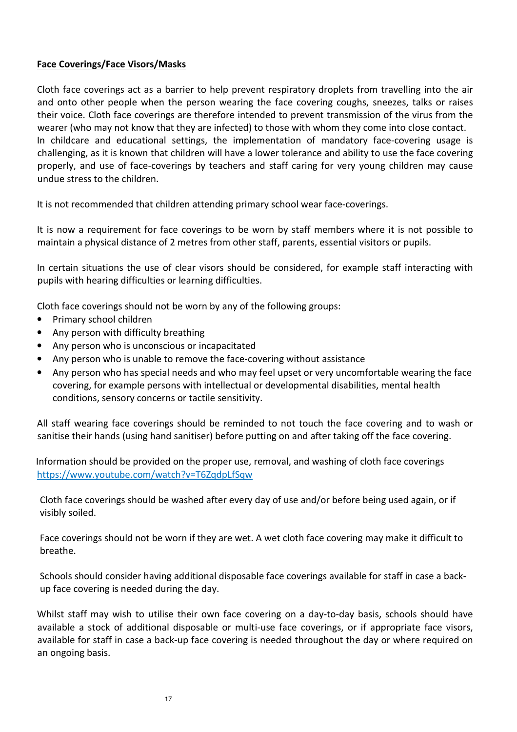## **Face Coverings/Face Visors/Masks**

Cloth face coverings act as a barrier to help prevent respiratory droplets from travelling into the air and onto other people when the person wearing the face covering coughs, sneezes, talks or raises their voice. Cloth face coverings are therefore intended to prevent transmission of the virus from the wearer (who may not know that they are infected) to those with whom they come into close contact. In childcare and educational settings, the implementation of mandatory face-covering usage is challenging, as it is known that children will have a lower tolerance and ability to use the face covering properly, and use of face-coverings by teachers and staff caring for very young children may cause undue stress to the children.

It is not recommended that children attending primary school wear face-coverings.

It is now a requirement for face coverings to be worn by staff members where it is not possible to maintain a physical distance of 2 metres from other staff, parents, essential visitors or pupils.

In certain situations the use of clear visors should be considered, for example staff interacting with pupils with hearing difficulties or learning difficulties.

Cloth face coverings should not be worn by any of the following groups:

- Primary school children
- Any person with difficulty breathing
- Any person who is unconscious or incapacitated
- Any person who is unable to remove the face-covering without assistance
- Any person who has special needs and who may feel upset or very uncomfortable wearing the face covering, for example persons with intellectual or developmental disabilities, mental health conditions, sensory concerns or tactile sensitivity.

All staff wearing face coverings should be reminded to not touch the face covering and to wash or sanitise their hands (using hand sanitiser) before putting on and after taking off the face covering.

Information should be provided on the proper use, removal, and washing of cloth face coverings https://www.youtube.com/watch?v=T6ZqdpLfSqw

Cloth face coverings should be washed after every day of use and/or before being used again, or if visibly soiled.

Face coverings should not be worn if they are wet. A wet cloth face covering may make it difficult to breathe.

Schools should consider having additional disposable face coverings available for staff in case a back-up face covering is needed during the day.

Whilst staff may wish to utilise their own face covering on a day-to-day basis, schools should have available a stock of additional disposable or multi-use face coverings, or if appropriate face visors, available for staff in case a back-up face covering is needed throughout the day or where required on an ongoing basis.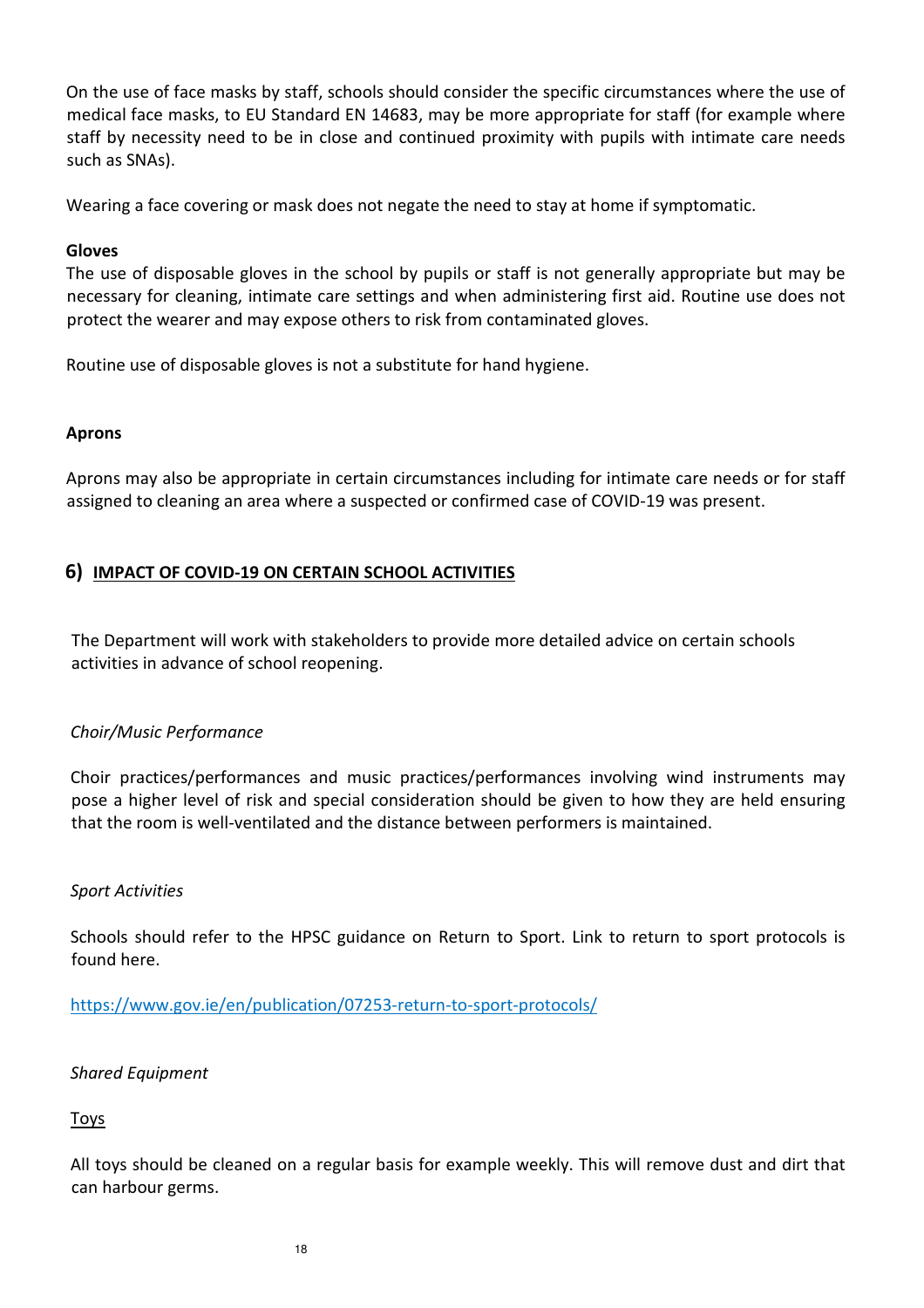On the use of face masks by staff, schools should consider the specific circumstances where the use of medical face masks, to EU Standard EN 14683, may be more appropriate for staff (for example where staff by necessity need to be in close and continued proximity with pupils with intimate care needs such as SNAs).

Wearing a face covering or mask does not negate the need to stay at home if symptomatic.

**Gloves**

The use of disposable gloves in the school by pupils or staff is not generally appropriate but may be necessary for cleaning, intimate care settings and when administering first aid. Routine use does not protect the wearer and may expose others to risk from contaminated gloves.

Routine use of disposable gloves is not a substitute for hand hygiene.

**Aprons**

Aprons may also be appropriate in certain circumstances including for intimate care needs or for staff assigned to cleaning an area where a suspected or confirmed case of COVID-19 was present.

## 6) IMPACT OF COVID-19 ON CERTAIN SCHOOL ACTIVITIES

The Department will work with stakeholders to provide more detailed advice on certain schools activities in advance of school reopening.

*Choir/Music Performance*

Choir practices/performances and music practices/performances involving wind instruments may pose a higher level of risk and special consideration should be given to how they are held ensuring that the room is well-ventilated and the distance between performers is maintained.

*Sport Activities*

Schools should refer to the HPSC guidance on Return to Sport. Link to return to sport protocols is found here.

https://www.gov.ie/en/publication/07253-return-to-sport-protocols/

*Shared Equipment*

Toys

All toys should be cleaned on a regular basis for example weekly. This will remove dust and dirt that can harbour germs.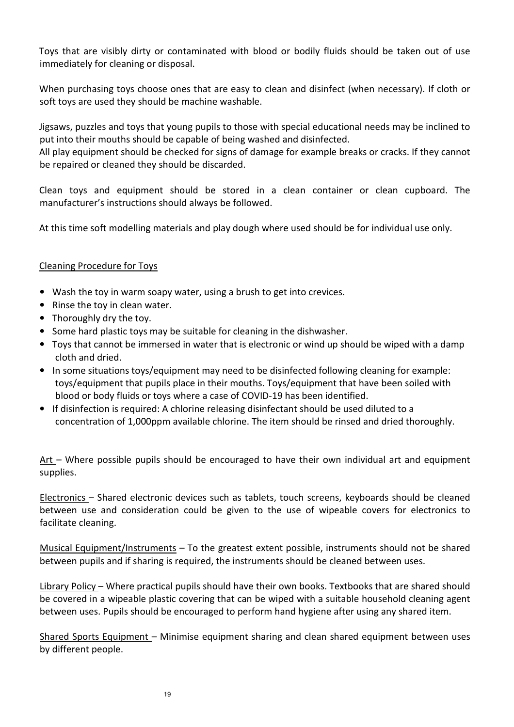Toys that are visibly dirty or contaminated with blood or bodily fluids should be taken out of use immediately for cleaning or disposal.

When purchasing toys choose ones that are easy to clean and disinfect (when necessary). If cloth or soft toys are used they should be machine washable.

Jigsaws, puzzles and toys that young pupils to those with special educational needs may be inclined to put into their mouths should be capable of being washed and disinfected.
All play equipment should be checked for signs of damage for example breaks or cracks. If they cannot be repaired or cleaned they should be discarded.

Clean toys and equipment should be stored in a clean container or clean cupboard. The manufacturer's instructions should always be followed.

At this time soft modelling materials and play dough where used should be for individual use only.

<u>Cleaning Procedure for Toys</u>

- Wash the toy in warm soapy water, using a brush to get into crevices.
- Rinse the toy in clean water.
- Thoroughly dry the toy.
- Some hard plastic toys may be suitable for cleaning in the dishwasher.
- Toys that cannot be immersed in water that is electronic or wind up should be wiped with a damp cloth and dried.
- In some situations toys/equipment may need to be disinfected following cleaning for example: toys/equipment that pupils place in their mouths. Toys/equipment that have been soiled with blood or body fluids or toys where a case of COVID-19 has been identified.
- If disinfection is required: A chlorine releasing disinfectant should be used diluted to a concentration of 1,000ppm available chlorine. The item should be rinsed and dried thoroughly.

<u>Art</u> – Where possible pupils should be encouraged to have their own individual art and equipment supplies.

<u>Electronics</u> – Shared electronic devices such as tablets, touch screens, keyboards should be cleaned between use and consideration could be given to the use of wipeable covers for electronics to facilitate cleaning.

<u>Musical Equipment/Instruments</u> – To the greatest extent possible, instruments should not be shared between pupils and if sharing is required, the instruments should be cleaned between uses.

<u>Library Policy</u> – Where practical pupils should have their own books. Textbooks that are shared should be covered in a wipeable plastic covering that can be wiped with a suitable household cleaning agent between uses. Pupils should be encouraged to perform hand hygiene after using any shared item.

<u>Shared Sports Equipment</u> – Minimise equipment sharing and clean shared equipment between uses by different people.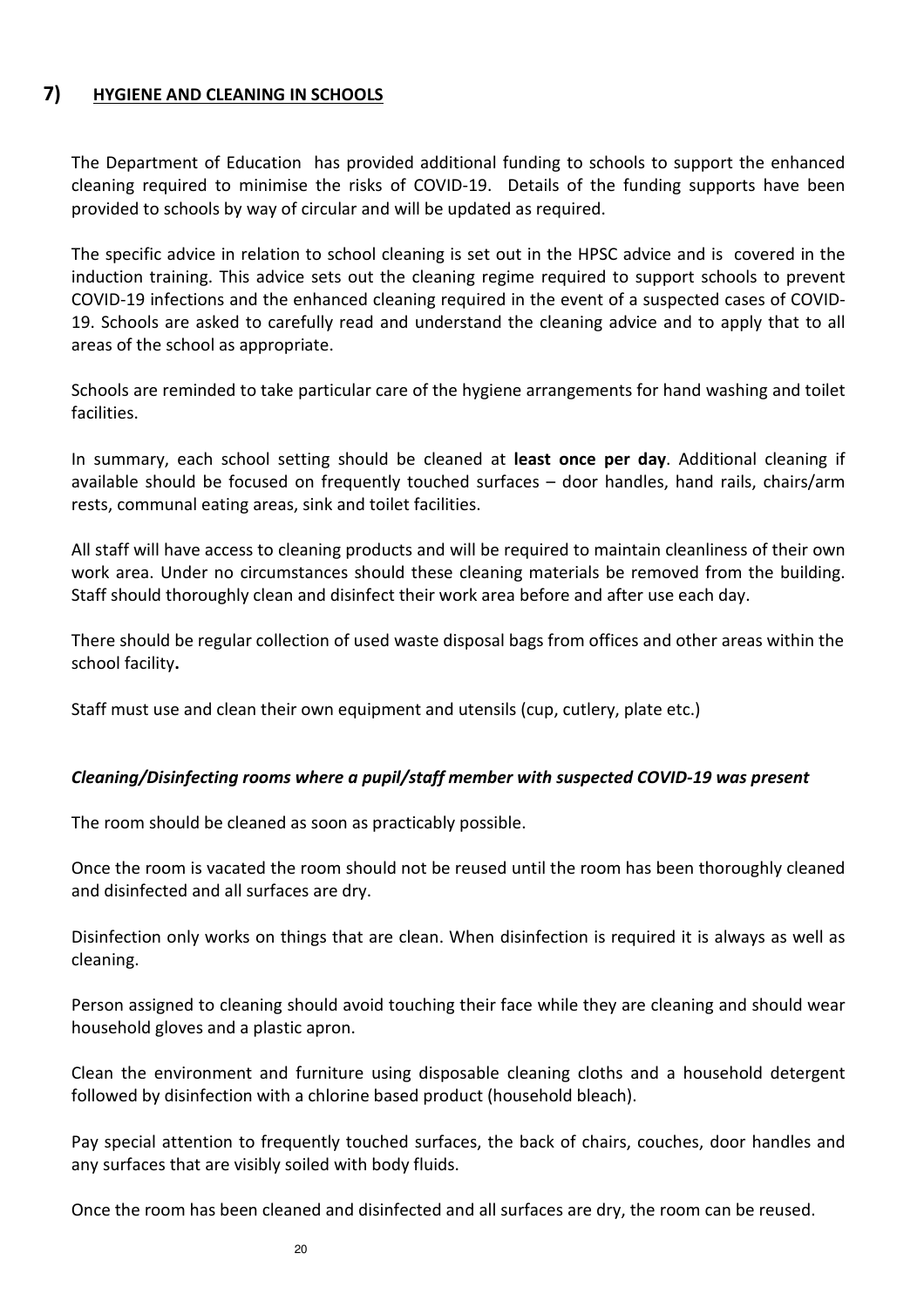## 7) HYGIENE AND CLEANING IN SCHOOLS

The Department of Education has provided additional funding to schools to support the enhanced cleaning required to minimise the risks of COVID-19. Details of the funding supports have been provided to schools by way of circular and will be updated as required.

The specific advice in relation to school cleaning is set out in the HPSC advice and is covered in the induction training. This advice sets out the cleaning regime required to support schools to prevent COVID-19 infections and the enhanced cleaning required in the event of a suspected cases of COVID-19. Schools are asked to carefully read and understand the cleaning advice and to apply that to all areas of the school as appropriate.

Schools are reminded to take particular care of the hygiene arrangements for hand washing and toilet facilities.

In summary, each school setting should be cleaned at **least once per day**. Additional cleaning if available should be focused on frequently touched surfaces – door handles, hand rails, chairs/arm rests, communal eating areas, sink and toilet facilities.

All staff will have access to cleaning products and will be required to maintain cleanliness of their own work area. Under no circumstances should these cleaning materials be removed from the building. Staff should thoroughly clean and disinfect their work area before and after use each day.

There should be regular collection of used waste disposal bags from offices and other areas within the school facility**.**

Staff must use and clean their own equipment and utensils (cup, cutlery, plate etc.)

***Cleaning/Disinfecting rooms where a pupil/staff member with suspected COVID-19 was present***

The room should be cleaned as soon as practicably possible.

Once the room is vacated the room should not be reused until the room has been thoroughly cleaned and disinfected and all surfaces are dry.

Disinfection only works on things that are clean. When disinfection is required it is always as well as cleaning.

Person assigned to cleaning should avoid touching their face while they are cleaning and should wear household gloves and a plastic apron.

Clean the environment and furniture using disposable cleaning cloths and a household detergent followed by disinfection with a chlorine based product (household bleach).

Pay special attention to frequently touched surfaces, the back of chairs, couches, door handles and any surfaces that are visibly soiled with body fluids.

Once the room has been cleaned and disinfected and all surfaces are dry, the room can be reused.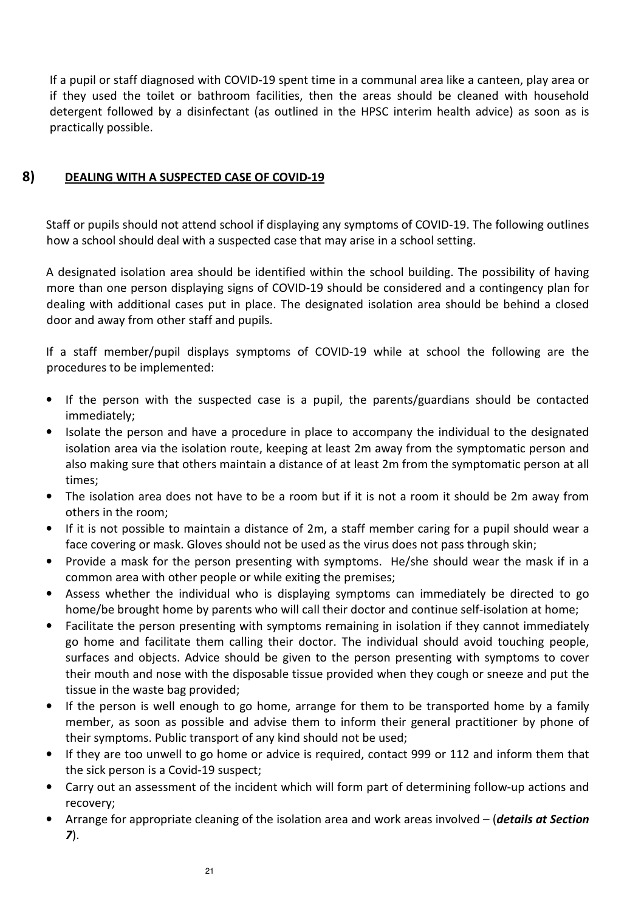If a pupil or staff diagnosed with COVID-19 spent time in a communal area like a canteen, play area or if they used the toilet or bathroom facilities, then the areas should be cleaned with household detergent followed by a disinfectant (as outlined in the HPSC interim health advice) as soon as is practically possible.

## 8) DEALING WITH A SUSPECTED CASE OF COVID-19

Staff or pupils should not attend school if displaying any symptoms of COVID-19. The following outlines how a school should deal with a suspected case that may arise in a school setting.

A designated isolation area should be identified within the school building. The possibility of having more than one person displaying signs of COVID-19 should be considered and a contingency plan for dealing with additional cases put in place. The designated isolation area should be behind a closed door and away from other staff and pupils.

If a staff member/pupil displays symptoms of COVID-19 while at school the following are the procedures to be implemented:

- If the person with the suspected case is a pupil, the parents/guardians should be contacted immediately;
- Isolate the person and have a procedure in place to accompany the individual to the designated isolation area via the isolation route, keeping at least 2m away from the symptomatic person and also making sure that others maintain a distance of at least 2m from the symptomatic person at all times;
- The isolation area does not have to be a room but if it is not a room it should be 2m away from others in the room;
- If it is not possible to maintain a distance of 2m, a staff member caring for a pupil should wear a face covering or mask. Gloves should not be used as the virus does not pass through skin;
- Provide a mask for the person presenting with symptoms. He/she should wear the mask if in a common area with other people or while exiting the premises;
- Assess whether the individual who is displaying symptoms can immediately be directed to go home/be brought home by parents who will call their doctor and continue self-isolation at home;
- Facilitate the person presenting with symptoms remaining in isolation if they cannot immediately go home and facilitate them calling their doctor. The individual should avoid touching people, surfaces and objects. Advice should be given to the person presenting with symptoms to cover their mouth and nose with the disposable tissue provided when they cough or sneeze and put the tissue in the waste bag provided;
- If the person is well enough to go home, arrange for them to be transported home by a family member, as soon as possible and advise them to inform their general practitioner by phone of their symptoms. Public transport of any kind should not be used;
- If they are too unwell to go home or advice is required, contact 999 or 112 and inform them that the sick person is a Covid-19 suspect;
- Carry out an assessment of the incident which will form part of determining follow-up actions and recovery;
- Arrange for appropriate cleaning of the isolation area and work areas involved – (***details at Section 7***).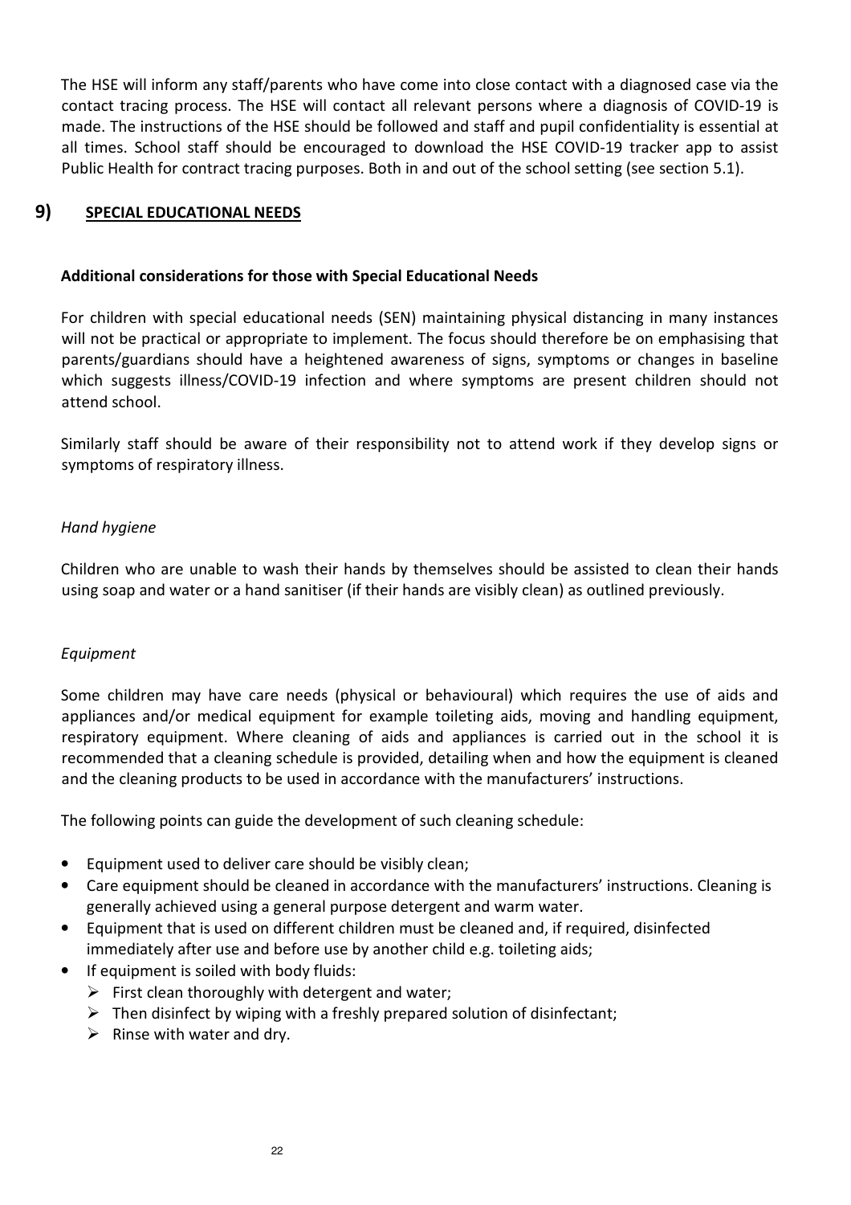The HSE will inform any staff/parents who have come into close contact with a diagnosed case via the contact tracing process. The HSE will contact all relevant persons where a diagnosis of COVID-19 is made. The instructions of the HSE should be followed and staff and pupil confidentiality is essential at all times. School staff should be encouraged to download the HSE COVID-19 tracker app to assist Public Health for contract tracing purposes. Both in and out of the school setting (see section 5.1).

## 9) SPECIAL EDUCATIONAL NEEDS

### Additional considerations for those with Special Educational Needs

For children with special educational needs (SEN) maintaining physical distancing in many instances will not be practical or appropriate to implement. The focus should therefore be on emphasising that parents/guardians should have a heightened awareness of signs, symptoms or changes in baseline which suggests illness/COVID-19 infection and where symptoms are present children should not attend school.

Similarly staff should be aware of their responsibility not to attend work if they develop signs or symptoms of respiratory illness.

*Hand hygiene*

Children who are unable to wash their hands by themselves should be assisted to clean their hands using soap and water or a hand sanitiser (if their hands are visibly clean) as outlined previously.

*Equipment*

Some children may have care needs (physical or behavioural) which requires the use of aids and appliances and/or medical equipment for example toileting aids, moving and handling equipment, respiratory equipment. Where cleaning of aids and appliances is carried out in the school it is recommended that a cleaning schedule is provided, detailing when and how the equipment is cleaned and the cleaning products to be used in accordance with the manufacturers' instructions.

The following points can guide the development of such cleaning schedule:

- Equipment used to deliver care should be visibly clean;
- Care equipment should be cleaned in accordance with the manufacturers' instructions. Cleaning is generally achieved using a general purpose detergent and warm water.
- Equipment that is used on different children must be cleaned and, if required, disinfected immediately after use and before use by another child e.g. toileting aids;
- If equipment is soiled with body fluids:
  - First clean thoroughly with detergent and water;
  - Then disinfect by wiping with a freshly prepared solution of disinfectant;
  - Rinse with water and dry.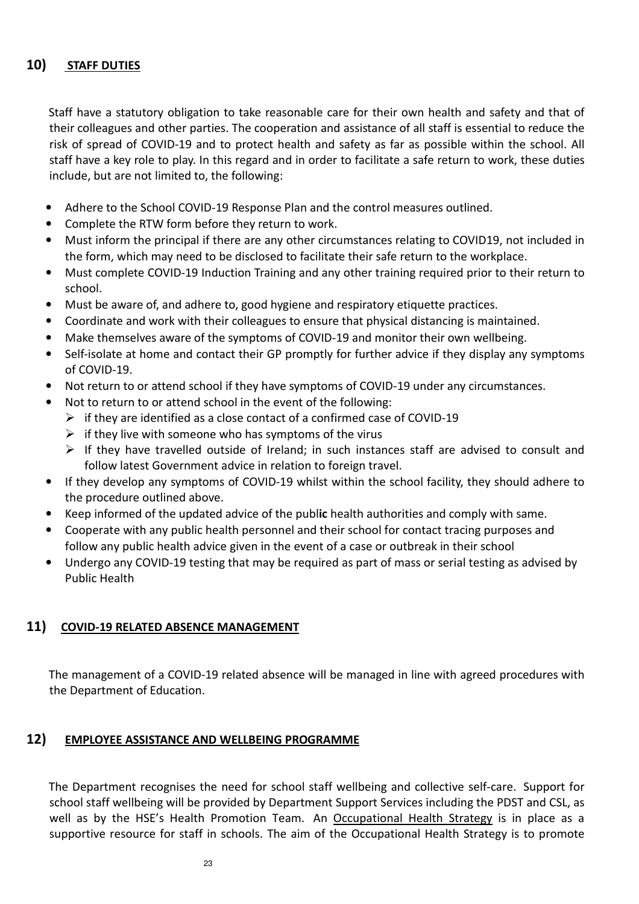## 10) STAFF DUTIES

Staff have a statutory obligation to take reasonable care for their own health and safety and that of their colleagues and other parties. The cooperation and assistance of all staff is essential to reduce the risk of spread of COVID-19 and to protect health and safety as far as possible within the school. All staff have a key role to play. In this regard and in order to facilitate a safe return to work, these duties include, but are not limited to, the following:

- Adhere to the School COVID-19 Response Plan and the control measures outlined.
- Complete the RTW form before they return to work.
- Must inform the principal if there are any other circumstances relating to COVID19, not included in the form, which may need to be disclosed to facilitate their safe return to the workplace.
- Must complete COVID-19 Induction Training and any other training required prior to their return to school.
- Must be aware of, and adhere to, good hygiene and respiratory etiquette practices.
- Coordinate and work with their colleagues to ensure that physical distancing is maintained.
- Make themselves aware of the symptoms of COVID-19 and monitor their own wellbeing.
- Self-isolate at home and contact their GP promptly for further advice if they display any symptoms of COVID-19.
- Not return to or attend school if they have symptoms of COVID-19 under any circumstances.
- Not to return to or attend school in the event of the following:
  - if they are identified as a close contact of a confirmed case of COVID-19
  - if they live with someone who has symptoms of the virus
  - If they have travelled outside of Ireland; in such instances staff are advised to consult and follow latest Government advice in relation to foreign travel.
- If they develop any symptoms of COVID-19 whilst within the school facility, they should adhere to the procedure outlined above.
- Keep informed of the updated advice of the public health authorities and comply with same.
- Cooperate with any public health personnel and their school for contact tracing purposes and follow any public health advice given in the event of a case or outbreak in their school
- Undergo any COVID-19 testing that may be required as part of mass or serial testing as advised by Public Health

## 11) COVID-19 RELATED ABSENCE MANAGEMENT

The management of a COVID-19 related absence will be managed in line with agreed procedures with the Department of Education.

## 12) EMPLOYEE ASSISTANCE AND WELLBEING PROGRAMME

The Department recognises the need for school staff wellbeing and collective self-care. Support for school staff wellbeing will be provided by Department Support Services including the PDST and CSL, as well as by the HSE's Health Promotion Team. An Occupational Health Strategy is in place as a supportive resource for staff in schools. The aim of the Occupational Health Strategy is to promote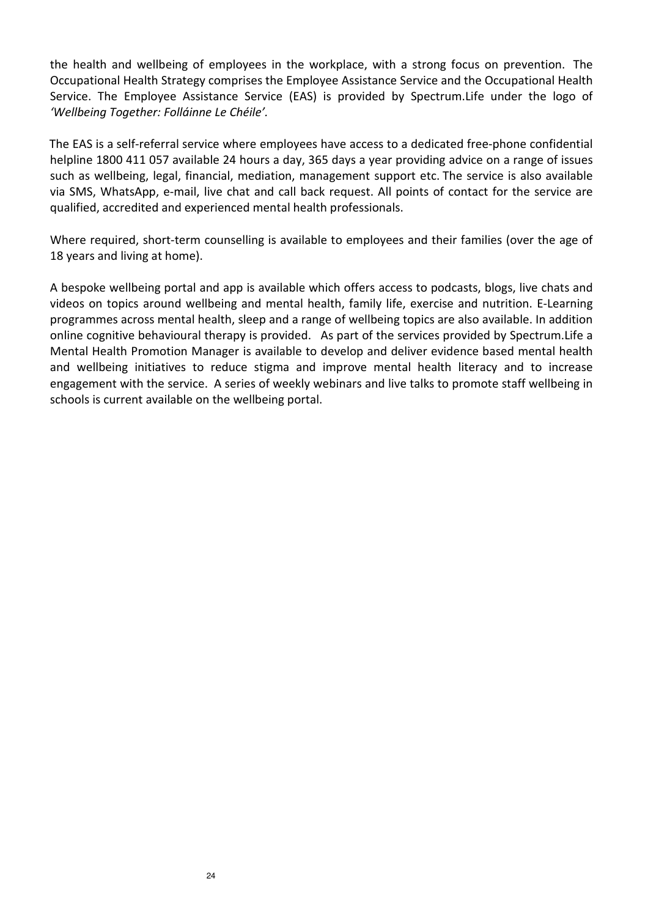the health and wellbeing of employees in the workplace, with a strong focus on prevention. The Occupational Health Strategy comprises the Employee Assistance Service and the Occupational Health Service. The Employee Assistance Service (EAS) is provided by Spectrum.Life under the logo of *'Wellbeing Together: Folláinne Le Chéile'.*

The EAS is a self-referral service where employees have access to a dedicated free-phone confidential helpline 1800 411 057 available 24 hours a day, 365 days a year providing advice on a range of issues such as wellbeing, legal, financial, mediation, management support etc. The service is also available via SMS, WhatsApp, e-mail, live chat and call back request. All points of contact for the service are qualified, accredited and experienced mental health professionals.

Where required, short-term counselling is available to employees and their families (over the age of 18 years and living at home).

A bespoke wellbeing portal and app is available which offers access to podcasts, blogs, live chats and videos on topics around wellbeing and mental health, family life, exercise and nutrition. E-Learning programmes across mental health, sleep and a range of wellbeing topics are also available. In addition online cognitive behavioural therapy is provided. As part of the services provided by Spectrum.Life a Mental Health Promotion Manager is available to develop and deliver evidence based mental health and wellbeing initiatives to reduce stigma and improve mental health literacy and to increase engagement with the service. A series of weekly webinars and live talks to promote staff wellbeing in schools is current available on the wellbeing portal.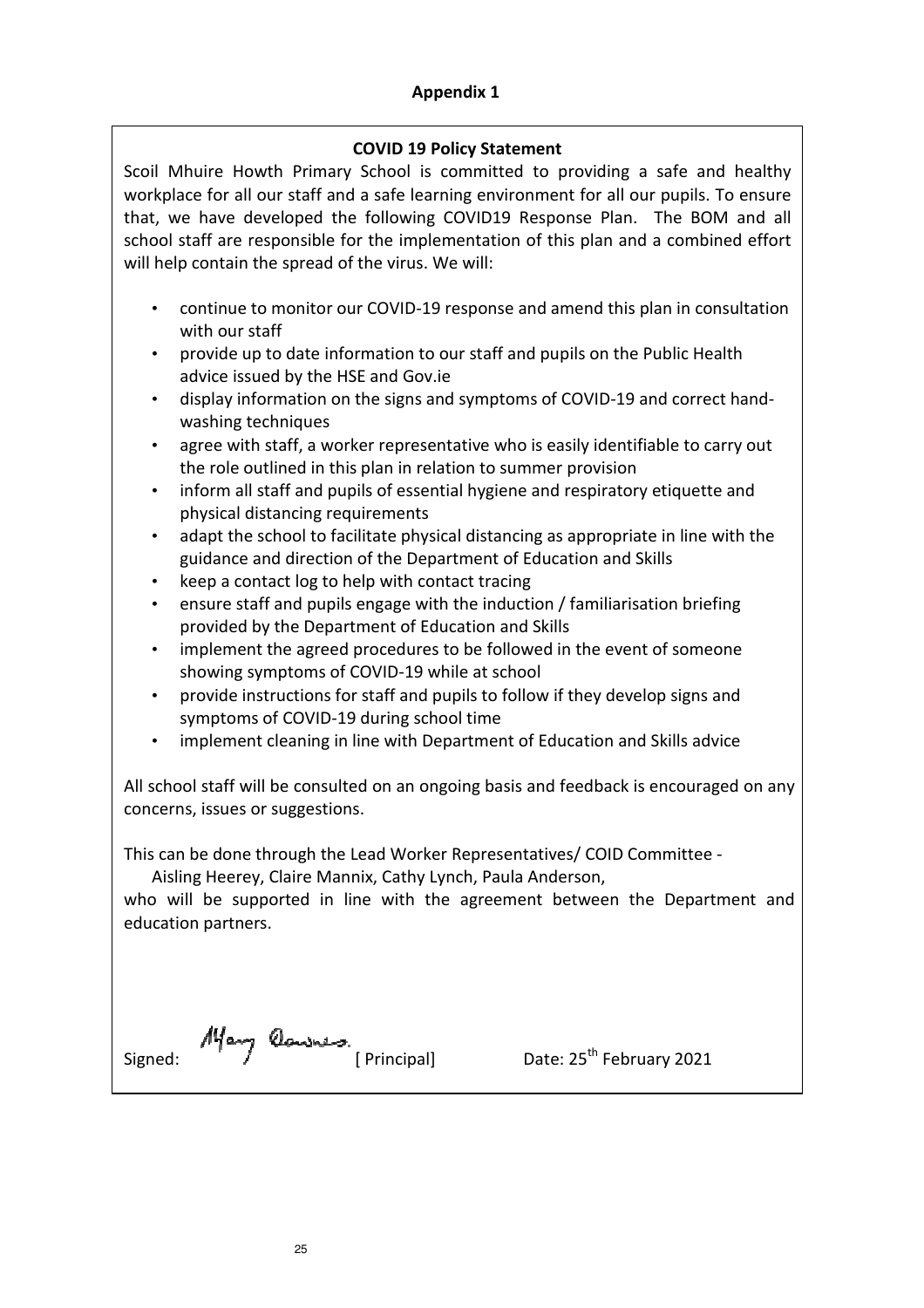**Appendix 1**

**COVID 19 Policy Statement**

Scoil Mhuire Howth Primary School is committed to providing a safe and healthy workplace for all our staff and a safe learning environment for all our pupils. To ensure that, we have developed the following COVID19 Response Plan. The BOM and all school staff are responsible for the implementation of this plan and a combined effort will help contain the spread of the virus. We will:

- continue to monitor our COVID-19 response and amend this plan in consultation with our staff
- provide up to date information to our staff and pupils on the Public Health advice issued by the HSE and Gov.ie
- display information on the signs and symptoms of COVID-19 and correct hand-washing techniques
- agree with staff, a worker representative who is easily identifiable to carry out the role outlined in this plan in relation to summer provision
- inform all staff and pupils of essential hygiene and respiratory etiquette and physical distancing requirements
- adapt the school to facilitate physical distancing as appropriate in line with the guidance and direction of the Department of Education and Skills
- keep a contact log to help with contact tracing
- ensure staff and pupils engage with the induction / familiarisation briefing provided by the Department of Education and Skills
- implement the agreed procedures to be followed in the event of someone showing symptoms of COVID-19 while at school
- provide instructions for staff and pupils to follow if they develop signs and symptoms of COVID-19 during school time
- implement cleaning in line with Department of Education and Skills advice

All school staff will be consulted on an ongoing basis and feedback is encouraged on any concerns, issues or suggestions.

This can be done through the Lead Worker Representatives/ COID Committee -
Aisling Heerey, Claire Mannix, Cathy Lynch, Paula Anderson,
who will be supported in line with the agreement between the Department and education partners.

Signed: Mary Dawnes. [ Principal] Date: 25th February 2021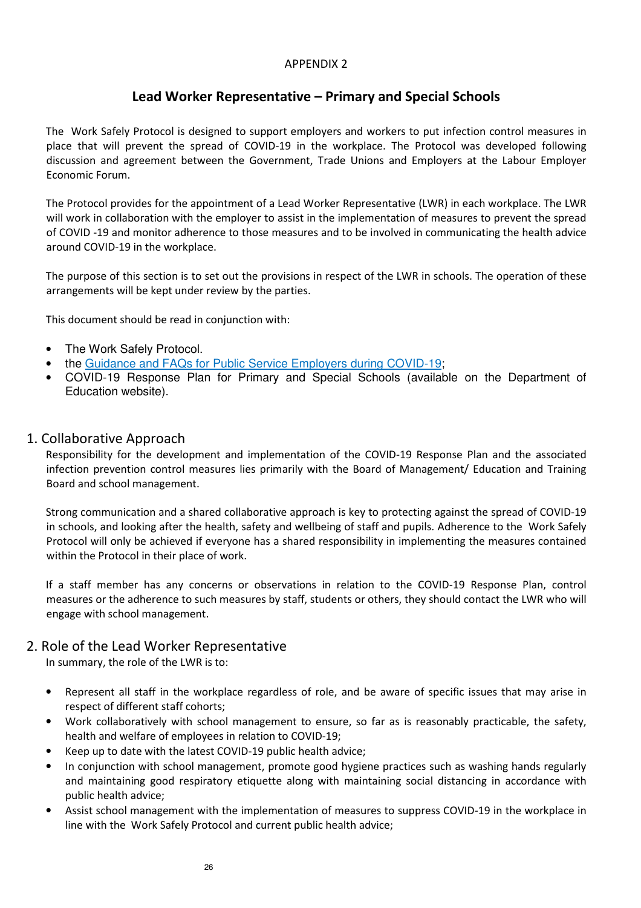APPENDIX 2

# Lead Worker Representative – Primary and Special Schools

The Work Safely Protocol is designed to support employers and workers to put infection control measures in place that will prevent the spread of COVID-19 in the workplace. The Protocol was developed following discussion and agreement between the Government, Trade Unions and Employers at the Labour Employer Economic Forum.

The Protocol provides for the appointment of a Lead Worker Representative (LWR) in each workplace. The LWR will work in collaboration with the employer to assist in the implementation of measures to prevent the spread of COVID -19 and monitor adherence to those measures and to be involved in communicating the health advice around COVID-19 in the workplace.

The purpose of this section is to set out the provisions in respect of the LWR in schools. The operation of these arrangements will be kept under review by the parties.

This document should be read in conjunction with:

- The Work Safely Protocol.
- the Guidance and FAQs for Public Service Employers during COVID-19;
- COVID-19 Response Plan for Primary and Special Schools (available on the Department of Education website).

## 1. Collaborative Approach

Responsibility for the development and implementation of the COVID-19 Response Plan and the associated infection prevention control measures lies primarily with the Board of Management/ Education and Training Board and school management.

Strong communication and a shared collaborative approach is key to protecting against the spread of COVID-19 in schools, and looking after the health, safety and wellbeing of staff and pupils. Adherence to the Work Safely Protocol will only be achieved if everyone has a shared responsibility in implementing the measures contained within the Protocol in their place of work.

If a staff member has any concerns or observations in relation to the COVID-19 Response Plan, control measures or the adherence to such measures by staff, students or others, they should contact the LWR who will engage with school management.

## 2. Role of the Lead Worker Representative

In summary, the role of the LWR is to:

- Represent all staff in the workplace regardless of role, and be aware of specific issues that may arise in respect of different staff cohorts;
- Work collaboratively with school management to ensure, so far as is reasonably practicable, the safety, health and welfare of employees in relation to COVID-19;
- Keep up to date with the latest COVID-19 public health advice;
- In conjunction with school management, promote good hygiene practices such as washing hands regularly and maintaining good respiratory etiquette along with maintaining social distancing in accordance with public health advice;
- Assist school management with the implementation of measures to suppress COVID-19 in the workplace in line with the Work Safely Protocol and current public health advice;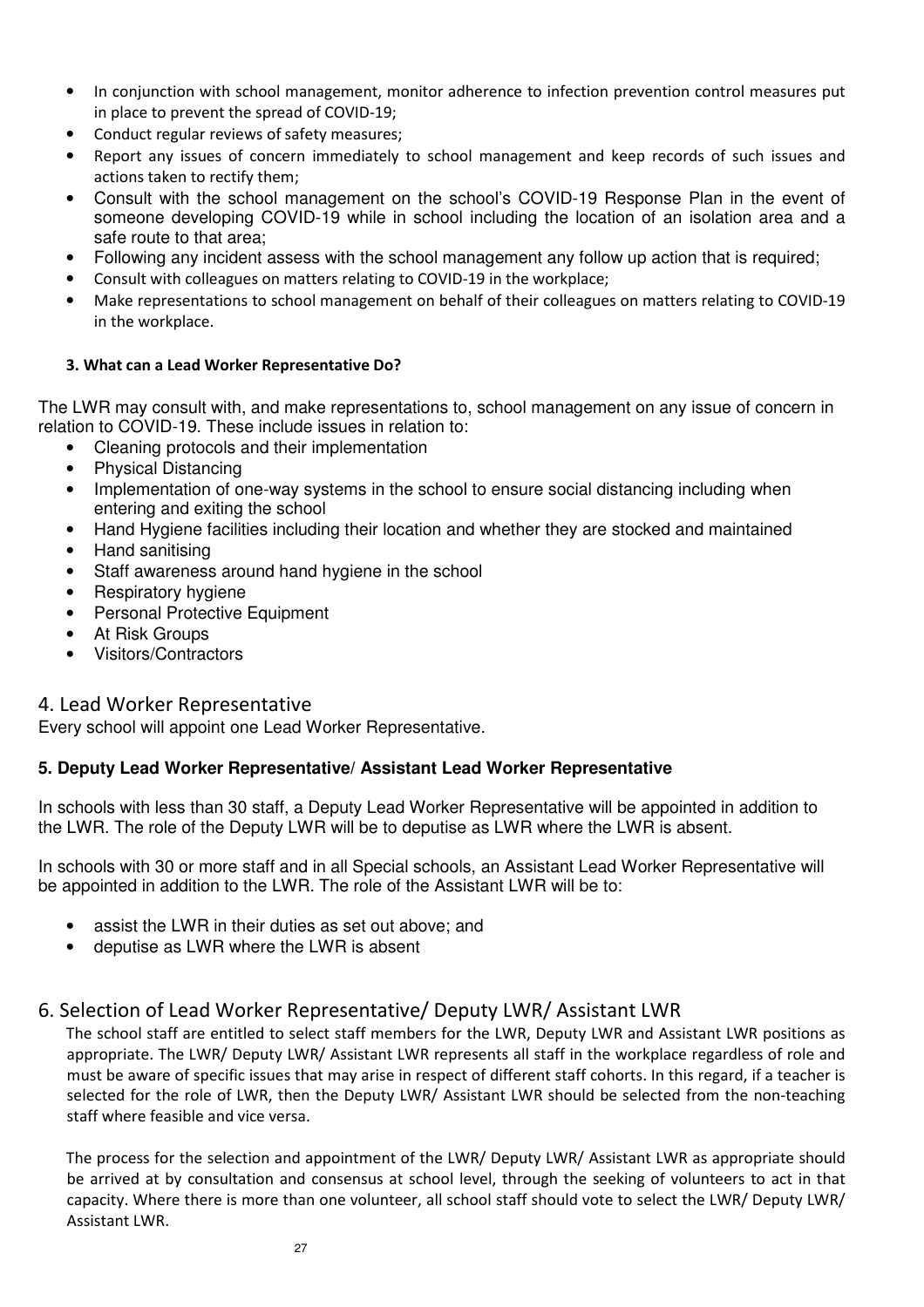- In conjunction with school management, monitor adherence to infection prevention control measures put in place to prevent the spread of COVID-19;
- Conduct regular reviews of safety measures;
- Report any issues of concern immediately to school management and keep records of such issues and actions taken to rectify them;
- Consult with the school management on the school's COVID-19 Response Plan in the event of someone developing COVID-19 while in school including the location of an isolation area and a safe route to that area;
- Following any incident assess with the school management any follow up action that is required;
- Consult with colleagues on matters relating to COVID-19 in the workplace;
- Make representations to school management on behalf of their colleagues on matters relating to COVID-19 in the workplace.

### 3. What can a Lead Worker Representative Do?

The LWR may consult with, and make representations to, school management on any issue of concern in relation to COVID-19. These include issues in relation to:

- Cleaning protocols and their implementation
- Physical Distancing
- Implementation of one-way systems in the school to ensure social distancing including when entering and exiting the school
- Hand Hygiene facilities including their location and whether they are stocked and maintained
- Hand sanitising
- Staff awareness around hand hygiene in the school
- Respiratory hygiene
- Personal Protective Equipment
- At Risk Groups
- Visitors/Contractors

## 4. Lead Worker Representative

Every school will appoint one Lead Worker Representative.

### 5. Deputy Lead Worker Representative/ Assistant Lead Worker Representative

In schools with less than 30 staff, a Deputy Lead Worker Representative will be appointed in addition to the LWR. The role of the Deputy LWR will be to deputise as LWR where the LWR is absent.

In schools with 30 or more staff and in all Special schools, an Assistant Lead Worker Representative will be appointed in addition to the LWR. The role of the Assistant LWR will be to:

- assist the LWR in their duties as set out above; and
- deputise as LWR where the LWR is absent

## 6. Selection of Lead Worker Representative/ Deputy LWR/ Assistant LWR

The school staff are entitled to select staff members for the LWR, Deputy LWR and Assistant LWR positions as appropriate. The LWR/ Deputy LWR/ Assistant LWR represents all staff in the workplace regardless of role and must be aware of specific issues that may arise in respect of different staff cohorts. In this regard, if a teacher is selected for the role of LWR, then the Deputy LWR/ Assistant LWR should be selected from the non-teaching staff where feasible and vice versa.

The process for the selection and appointment of the LWR/ Deputy LWR/ Assistant LWR as appropriate should be arrived at by consultation and consensus at school level, through the seeking of volunteers to act in that capacity. Where there is more than one volunteer, all school staff should vote to select the LWR/ Deputy LWR/ Assistant LWR.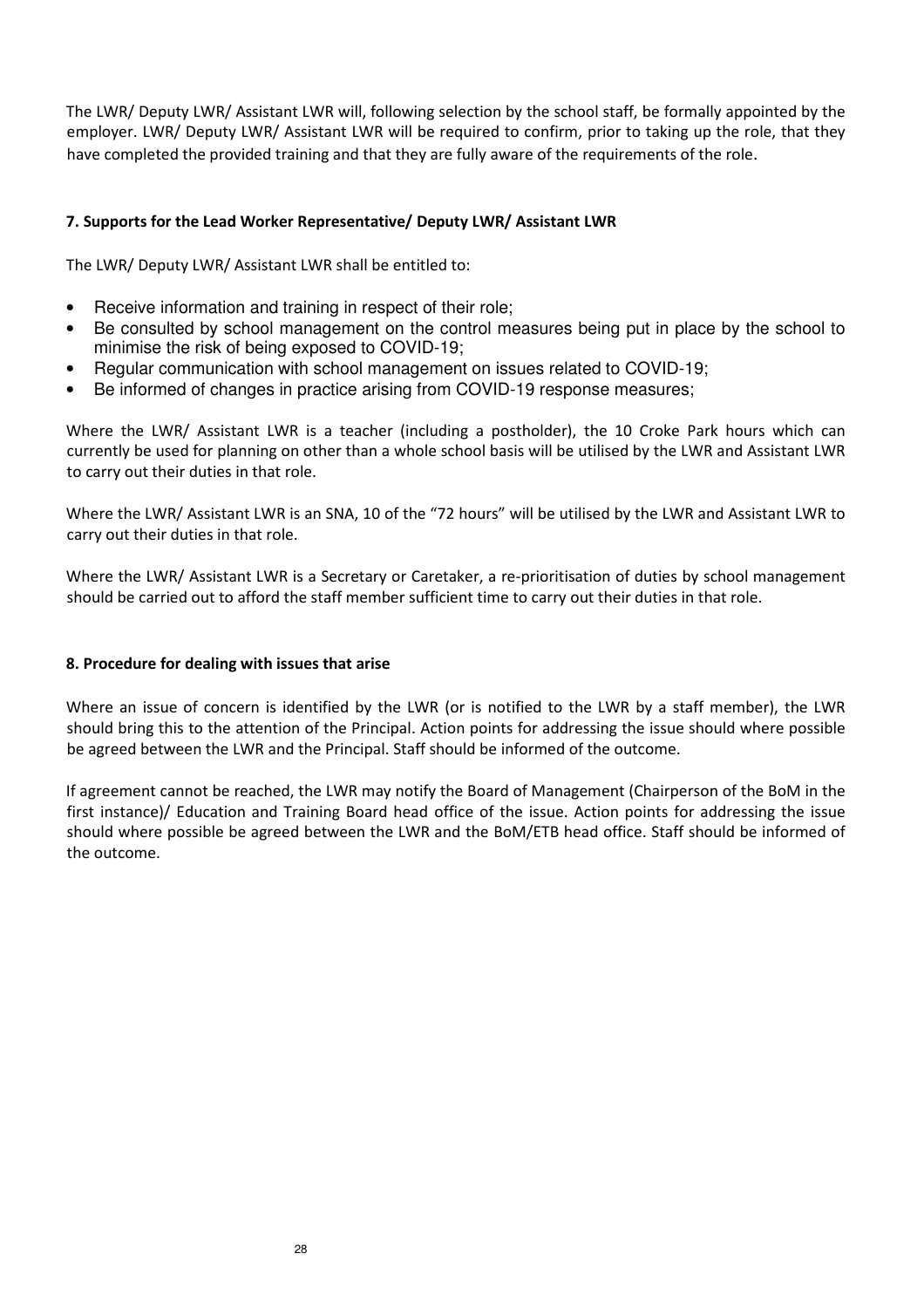The LWR/ Deputy LWR/ Assistant LWR will, following selection by the school staff, be formally appointed by the employer. LWR/ Deputy LWR/ Assistant LWR will be required to confirm, prior to taking up the role, that they have completed the provided training and that they are fully aware of the requirements of the role.

**7. Supports for the Lead Worker Representative/ Deputy LWR/ Assistant LWR**

The LWR/ Deputy LWR/ Assistant LWR shall be entitled to:

- Receive information and training in respect of their role;
- Be consulted by school management on the control measures being put in place by the school to minimise the risk of being exposed to COVID-19;
- Regular communication with school management on issues related to COVID-19;
- Be informed of changes in practice arising from COVID-19 response measures;

Where the LWR/ Assistant LWR is a teacher (including a postholder), the 10 Croke Park hours which can currently be used for planning on other than a whole school basis will be utilised by the LWR and Assistant LWR to carry out their duties in that role.

Where the LWR/ Assistant LWR is an SNA, 10 of the "72 hours" will be utilised by the LWR and Assistant LWR to carry out their duties in that role.

Where the LWR/ Assistant LWR is a Secretary or Caretaker, a re-prioritisation of duties by school management should be carried out to afford the staff member sufficient time to carry out their duties in that role.

**8. Procedure for dealing with issues that arise**

Where an issue of concern is identified by the LWR (or is notified to the LWR by a staff member), the LWR should bring this to the attention of the Principal. Action points for addressing the issue should where possible be agreed between the LWR and the Principal. Staff should be informed of the outcome.

If agreement cannot be reached, the LWR may notify the Board of Management (Chairperson of the BoM in the first instance)/ Education and Training Board head office of the issue. Action points for addressing the issue should where possible be agreed between the LWR and the BoM/ETB head office. Staff should be informed of the outcome.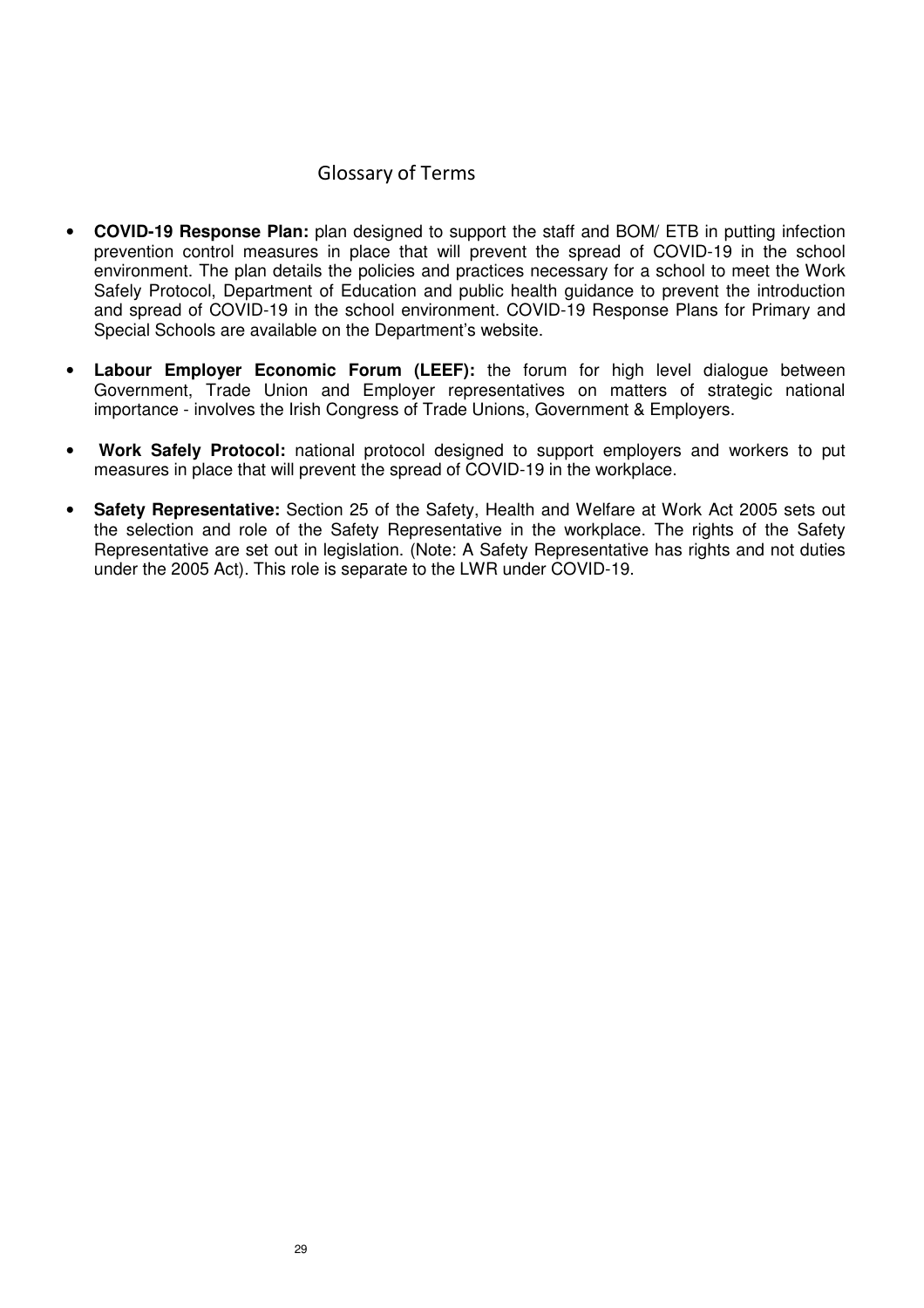## Glossary of Terms

- **COVID-19 Response Plan:** plan designed to support the staff and BOM/ ETB in putting infection prevention control measures in place that will prevent the spread of COVID-19 in the school environment. The plan details the policies and practices necessary for a school to meet the Work Safely Protocol, Department of Education and public health guidance to prevent the introduction and spread of COVID-19 in the school environment. COVID-19 Response Plans for Primary and Special Schools are available on the Department's website.

- **Labour Employer Economic Forum (LEEF):** the forum for high level dialogue between Government, Trade Union and Employer representatives on matters of strategic national importance - involves the Irish Congress of Trade Unions, Government & Employers.

- **Work Safely Protocol:** national protocol designed to support employers and workers to put measures in place that will prevent the spread of COVID-19 in the workplace.

- **Safety Representative:** Section 25 of the Safety, Health and Welfare at Work Act 2005 sets out the selection and role of the Safety Representative in the workplace. The rights of the Safety Representative are set out in legislation. (Note: A Safety Representative has rights and not duties under the 2005 Act). This role is separate to the LWR under COVID-19.